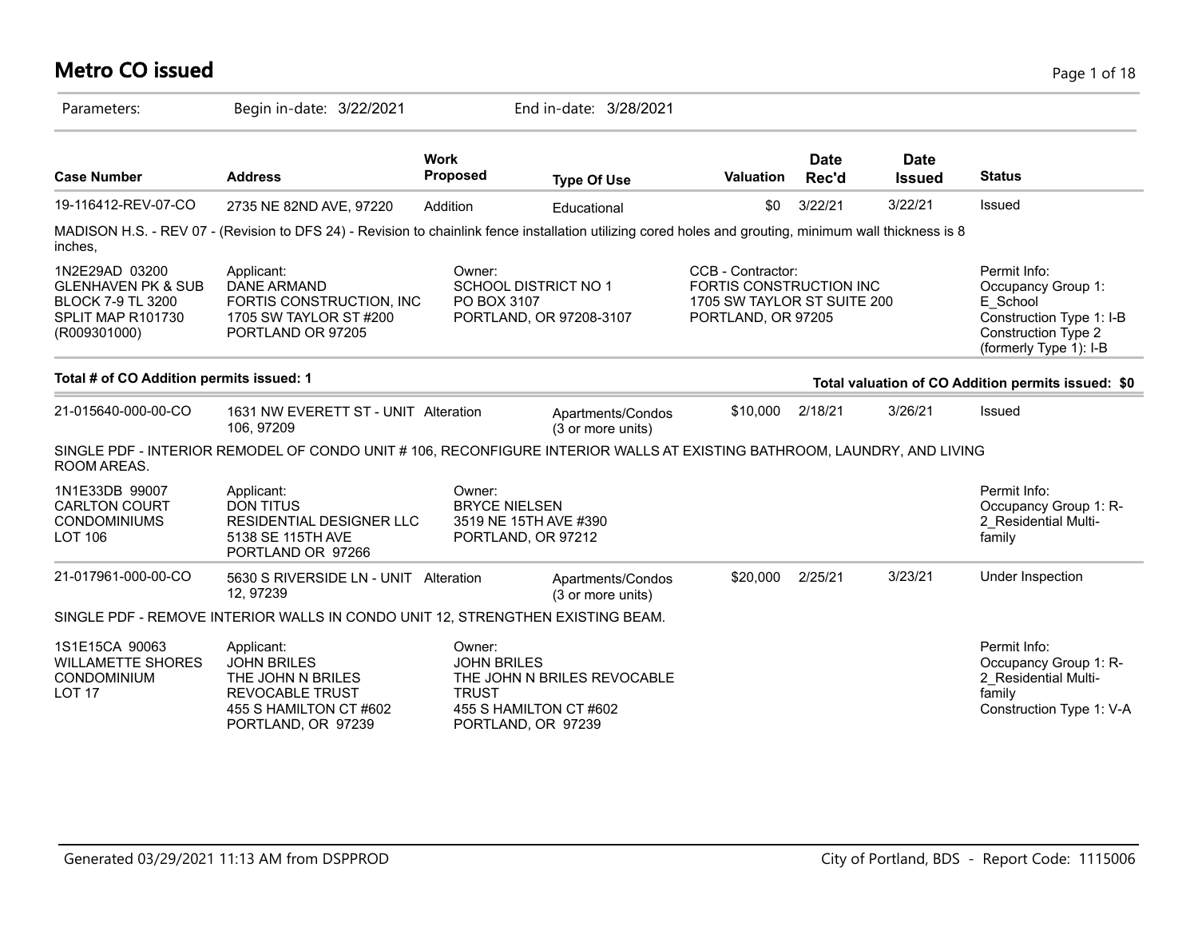# Metro CO issued

Parameters: Begin in-date: 3/22/2021 End in-date: 3/28/2021

| Case Number | Address | Work Proposed | Type Of Use | Valuation | Date Rec'd | Date Issued | Status |
|---|---|---|---|---|---|---|---|
| 19-116412-REV-07-CO | 2735 NE 82ND AVE, 97220 | Addition | Educational | $0 | 3/22/21 | 3/22/21 | Issued |

MADISON H.S. - REV 07 - (Revision to DFS 24) - Revision to chainlink fence installation utilizing cored holes and grouting, minimum wall thickness is 8 inches,

| | | | | |
|---|---|---|---|---|
| 1N2E29AD 03200<br>GLENHAVEN PK & SUB<br>BLOCK 7-9 TL 3200<br>SPLIT MAP R101730<br>(R009301000) | Applicant:<br>DANE ARMAND<br>FORTIS CONSTRUCTION, INC<br>1705 SW TAYLOR ST #200<br>PORTLAND OR 97205 | Owner:<br>SCHOOL DISTRICT NO 1<br>PO BOX 3107<br>PORTLAND, OR 97208-3107 | CCB - Contractor:<br>FORTIS CONSTRUCTION INC<br>1705 SW TAYLOR ST SUITE 200<br>PORTLAND, OR 97205 | Permit Info:<br>Occupancy Group 1: E_School<br>Construction Type 1: I-B<br>Construction Type 2 (formerly Type 1): I-B |

**Total # of CO Addition permits issued: 1**

**Total valuation of CO Addition permits issued: $0**

| Case Number | Address | Work Proposed | Type Of Use | Valuation | Date Rec'd | Date Issued | Status |
|---|---|---|---|---|---|---|---|
| 21-015640-000-00-CO | 1631 NW EVERETT ST - UNIT 106, 97209 | Alteration | Apartments/Condos (3 or more units) | $10,000 | 2/18/21 | 3/26/21 | Issued |

SINGLE PDF - INTERIOR REMODEL OF CONDO UNIT # 106, RECONFIGURE INTERIOR WALLS AT EXISTING BATHROOM, LAUNDRY, AND LIVING ROOM AREAS.

| | | | | |
|---|---|---|---|---|
| 1N1E33DB 99007<br>CARLTON COURT<br>CONDOMINIUMS<br>LOT 106 | Applicant:<br>DON TITUS<br>RESIDENTIAL DESIGNER LLC<br>5138 SE 115TH AVE<br>PORTLAND OR 97266 | Owner:<br>BRYCE NIELSEN<br>3519 NE 15TH AVE #390<br>PORTLAND, OR 97212 | | Permit Info:<br>Occupancy Group 1: R-2_Residential Multi-family |

| Case Number | Address | Work Proposed | Type Of Use | Valuation | Date Rec'd | Date Issued | Status |
|---|---|---|---|---|---|---|---|
| 21-017961-000-00-CO | 5630 S RIVERSIDE LN - UNIT 12, 97239 | Alteration | Apartments/Condos (3 or more units) | $20,000 | 2/25/21 | 3/23/21 | Under Inspection |

SINGLE PDF - REMOVE INTERIOR WALLS IN CONDO UNIT 12, STRENGTHEN EXISTING BEAM.

| | | | | |
|---|---|---|---|---|
| 1S1E15CA 90063<br>WILLAMETTE SHORES<br>CONDOMINIUM<br>LOT 17 | Applicant:<br>JOHN BRILES<br>THE JOHN N BRILES<br>REVOCABLE TRUST<br>455 S HAMILTON CT #602<br>PORTLAND, OR 97239 | Owner:<br>JOHN BRILES<br>THE JOHN N BRILES REVOCABLE TRUST<br>455 S HAMILTON CT #602<br>PORTLAND, OR 97239 | | Permit Info:<br>Occupancy Group 1: R-2_Residential Multi-family<br>Construction Type 1: V-A |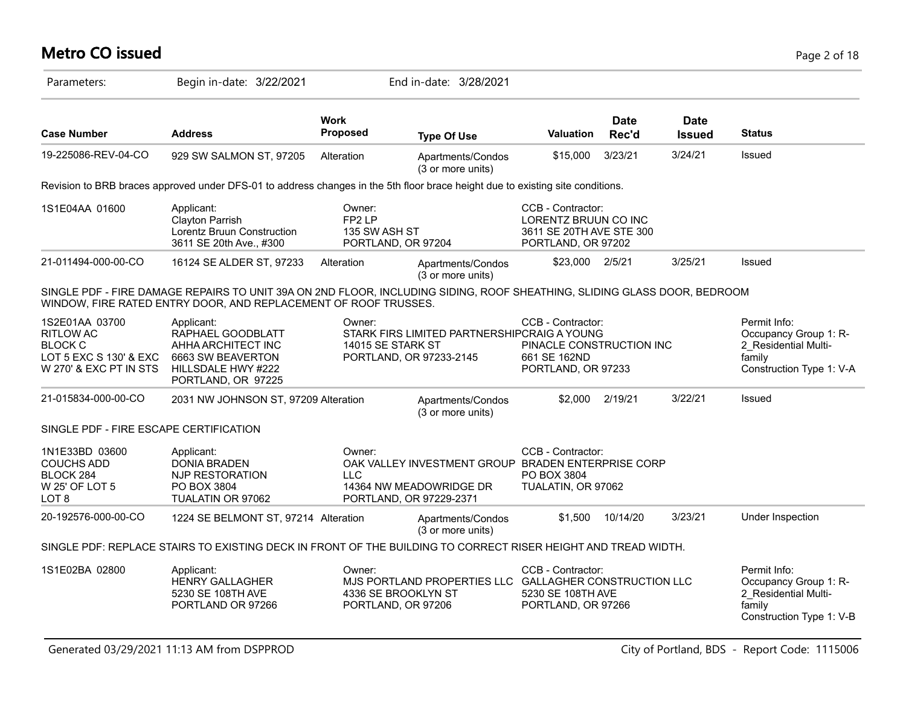# Metro CO issued

Parameters: Begin in-date: 3/22/2021 End in-date: 3/28/2021

| Case Number | Address | Work Proposed | Type Of Use | Valuation | Date Rec'd | Date Issued | Status |
|---|---|---|---|---|---|---|---|
| 19-225086-REV-04-CO | 929 SW SALMON ST, 97205 | Alteration | Apartments/Condos (3 or more units) | $15,000 | 3/23/21 | 3/24/21 | Issued |

Revision to BRB braces approved under DFS-01 to address changes in the 5th floor brace height due to existing site conditions.

| | | | | |
|---|---|---|---|---|
| 1S1E04AA 01600 | Applicant:<br>Clayton Parrish<br>Lorentz Bruun Construction<br>3611 SE 20th Ave., #300 | Owner:<br>FP2 LP<br>135 SW ASH ST<br>PORTLAND, OR 97204 | CCB - Contractor:<br>LORENTZ BRUUN CO INC<br>3611 SE 20TH AVE STE 300<br>PORTLAND, OR 97202 | |

| Case Number | Address | Work Proposed | Type Of Use | Valuation | Date Rec'd | Date Issued | Status |
|---|---|---|---|---|---|---|---|
| 21-011494-000-00-CO | 16124 SE ALDER ST, 97233 | Alteration | Apartments/Condos (3 or more units) | $23,000 | 2/5/21 | 3/25/21 | Issued |

SINGLE PDF - FIRE DAMAGE REPAIRS TO UNIT 39A ON 2ND FLOOR, INCLUDING SIDING, ROOF SHEATHING, SLIDING GLASS DOOR, BEDROOM WINDOW, FIRE RATED ENTRY DOOR, AND REPLACEMENT OF ROOF TRUSSES.

| | | | | |
|---|---|---|---|---|
| 1S2E01AA 03700<br>RITLOW AC<br>BLOCK C<br>LOT 5 EXC S 130' & EXC W 270' & EXC PT IN STS | Applicant:<br>RAPHAEL GOODBLATT<br>AHHA ARCHITECT INC<br>6663 SW BEAVERTON HILLSDALE HWY #222<br>PORTLAND, OR 97225 | Owner:<br>STARK FIRS LIMITED PARTNERSHIP<br>14015 SE STARK ST<br>PORTLAND, OR 97233-2145 | CCB - Contractor:<br>CRAIG A YOUNG<br>PINACLE CONSTRUCTION INC<br>661 SE 162ND<br>PORTLAND, OR 97233 | Permit Info:<br>Occupancy Group 1: R-2_Residential Multi-family<br>Construction Type 1: V-A |

| Case Number | Address | Work Proposed | Type Of Use | Valuation | Date Rec'd | Date Issued | Status |
|---|---|---|---|---|---|---|---|
| 21-015834-000-00-CO | 2031 NW JOHNSON ST, 97209 | Alteration | Apartments/Condos (3 or more units) | $2,000 | 2/19/21 | 3/22/21 | Issued |

SINGLE PDF - FIRE ESCAPE CERTIFICATION

| | | | | |
|---|---|---|---|---|
| 1N1E33BD 03600<br>COUCHS ADD<br>BLOCK 284<br>W 25' OF LOT 5<br>LOT 8 | Applicant:<br>DONIA BRADEN<br>NJP RESTORATION<br>PO BOX 3804<br>TUALATIN OR 97062 | Owner:<br>OAK VALLEY INVESTMENT GROUP LLC<br>14364 NW MEADOWRIDGE DR<br>PORTLAND, OR 97229-2371 | CCB - Contractor:<br>BRADEN ENTERPRISE CORP<br>PO BOX 3804<br>TUALATIN, OR 97062 | |

| Case Number | Address | Work Proposed | Type Of Use | Valuation | Date Rec'd | Date Issued | Status |
|---|---|---|---|---|---|---|---|
| 20-192576-000-00-CO | 1224 SE BELMONT ST, 97214 | Alteration | Apartments/Condos (3 or more units) | $1,500 | 10/14/20 | 3/23/21 | Under Inspection |

SINGLE PDF: REPLACE STAIRS TO EXISTING DECK IN FRONT OF THE BUILDING TO CORRECT RISER HEIGHT AND TREAD WIDTH.

| | | | | |
|---|---|---|---|---|
| 1S1E02BA 02800 | Applicant:<br>HENRY GALLAGHER<br>5230 SE 108TH AVE<br>PORTLAND OR 97266 | Owner:<br>MJS PORTLAND PROPERTIES LLC<br>4336 SE BROOKLYN ST<br>PORTLAND, OR 97206 | CCB - Contractor:<br>GALLAGHER CONSTRUCTION LLC<br>5230 SE 108TH AVE<br>PORTLAND, OR 97266 | Permit Info:<br>Occupancy Group 1: R-2_Residential Multi-family<br>Construction Type 1: V-B |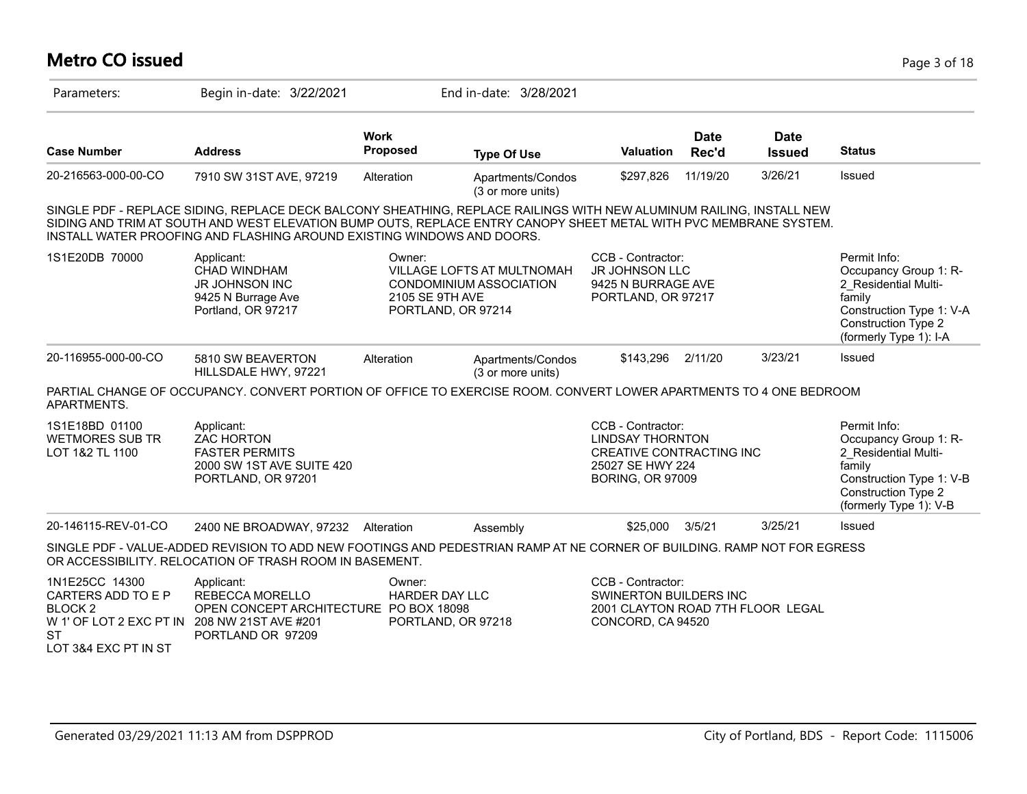# Metro CO issued

Parameters: Begin in-date: 3/22/2021 End in-date: 3/28/2021

| Case Number | Address | Work Proposed | Type Of Use | Valuation | Date Rec'd | Date Issued | Status |
|---|---|---|---|---|---|---|---|
| 20-216563-000-00-CO | 7910 SW 31ST AVE, 97219 | Alteration | Apartments/Condos (3 or more units) | $297,826 | 11/19/20 | 3/26/21 | Issued |

SINGLE PDF - REPLACE SIDING, REPLACE DECK BALCONY SHEATHING, REPLACE RAILINGS WITH NEW ALUMINUM RAILING, INSTALL NEW SIDING AND TRIM AT SOUTH AND WEST ELEVATION BUMP OUTS, REPLACE ENTRY CANOPY SHEET METAL WITH PVC MEMBRANE SYSTEM. INSTALL WATER PROOFING AND FLASHING AROUND EXISTING WINDOWS AND DOORS.

1S1E20DB 70000

Applicant:
CHAD WINDHAM
JR JOHNSON INC
9425 N Burrage Ave
Portland, OR 97217

Owner:
VILLAGE LOFTS AT MULTNOMAH CONDOMINIUM ASSOCIATION
2105 SE 9TH AVE
PORTLAND, OR 97214

CCB - Contractor:
JR JOHNSON LLC
9425 N BURRAGE AVE
PORTLAND, OR 97217

Permit Info:
Occupancy Group 1: R-2_Residential Multi-family
Construction Type 1: V-A
Construction Type 2 (formerly Type 1): I-A

| Case Number | Address | Work Proposed | Type Of Use | Valuation | Date Rec'd | Date Issued | Status |
|---|---|---|---|---|---|---|---|
| 20-116955-000-00-CO | 5810 SW BEAVERTON HILLSDALE HWY, 97221 | Alteration | Apartments/Condos (3 or more units) | $143,296 | 2/11/20 | 3/23/21 | Issued |

PARTIAL CHANGE OF OCCUPANCY. CONVERT PORTION OF OFFICE TO EXERCISE ROOM. CONVERT LOWER APARTMENTS TO 4 ONE BEDROOM APARTMENTS.

1S1E18BD 01100
WETMORES SUB TR
LOT 1&2 TL 1100

Applicant:
ZAC HORTON
FASTER PERMITS
2000 SW 1ST AVE SUITE 420
PORTLAND, OR 97201

CCB - Contractor:
LINDSAY THORNTON
CREATIVE CONTRACTING INC
25027 SE HWY 224
BORING, OR 97009

Permit Info:
Occupancy Group 1: R-2_Residential Multi-family
Construction Type 1: V-B
Construction Type 2 (formerly Type 1): V-B

| Case Number | Address | Work Proposed | Type Of Use | Valuation | Date Rec'd | Date Issued | Status |
|---|---|---|---|---|---|---|---|
| 20-146115-REV-01-CO | 2400 NE BROADWAY, 97232 | Alteration | Assembly | $25,000 | 3/5/21 | 3/25/21 | Issued |

SINGLE PDF - VALUE-ADDED REVISION TO ADD NEW FOOTINGS AND PEDESTRIAN RAMP AT NE CORNER OF BUILDING. RAMP NOT FOR EGRESS OR ACCESSIBILITY. RELOCATION OF TRASH ROOM IN BASEMENT.

1N1E25CC 14300
CARTERS ADD TO E P
BLOCK 2
W 1' OF LOT 2 EXC PT IN ST
LOT 3&4 EXC PT IN ST

Applicant:
REBECCA MORELLO
OPEN CONCEPT ARCHITECTURE
208 NW 21ST AVE #201
PORTLAND OR 97209

Owner:
HARDER DAY LLC
PO BOX 18098
PORTLAND, OR 97218

CCB - Contractor:
SWINERTON BUILDERS INC
2001 CLAYTON ROAD 7TH FLOOR LEGAL
CONCORD, CA 94520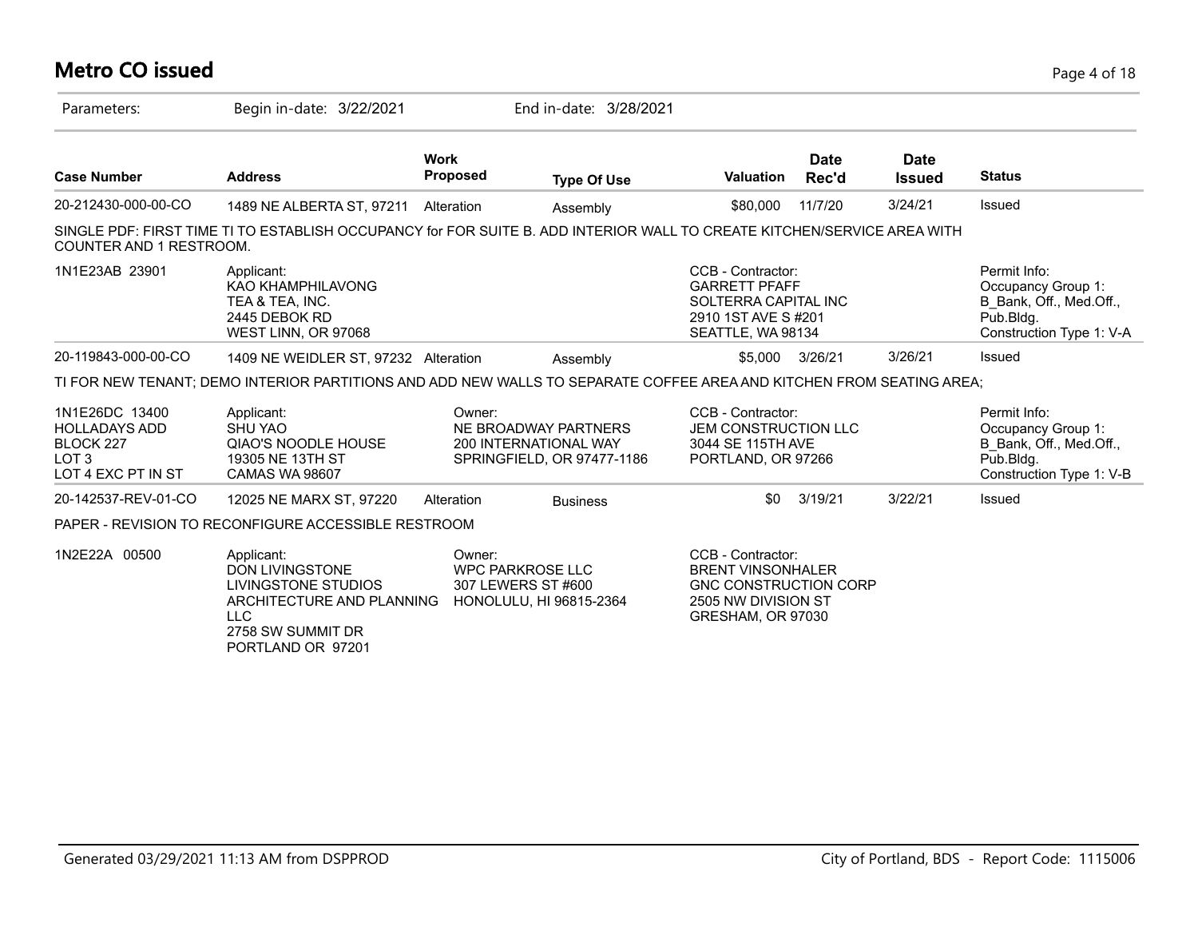# Metro CO issued

Parameters: Begin in-date: 3/22/2021 End in-date: 3/28/2021

| Case Number | Address | Work Proposed | Type Of Use | Valuation | Date Rec'd | Date Issued | Status |
|---|---|---|---|---|---|---|---|
| 20-212430-000-00-CO | 1489 NE ALBERTA ST, 97211 | Alteration | Assembly | $80,000 | 11/7/20 | 3/24/21 | Issued |

SINGLE PDF: FIRST TIME TI TO ESTABLISH OCCUPANCY for FOR SUITE B. ADD INTERIOR WALL TO CREATE KITCHEN/SERVICE AREA WITH COUNTER AND 1 RESTROOM.

| | | | |
|---|---|---|---|
| 1N1E23AB 23901 | Applicant:<br>KAO KHAMPHILAVONG<br>TEA & TEA, INC.<br>2445 DEBOK RD<br>WEST LINN, OR 97068 | CCB - Contractor:<br>GARRETT PFAFF<br>SOLTERRA CAPITAL INC<br>2910 1ST AVE S #201<br>SEATTLE, WA 98134 | Permit Info:<br>Occupancy Group 1:<br>B_Bank, Off., Med.Off., Pub.Bldg.<br>Construction Type 1: V-A |

| Case Number | Address | Work Proposed | Type Of Use | Valuation | Date Rec'd | Date Issued | Status |
|---|---|---|---|---|---|---|---|
| 20-119843-000-00-CO | 1409 NE WEIDLER ST, 97232 | Alteration | Assembly | $5,000 | 3/26/21 | 3/26/21 | Issued |

TI FOR NEW TENANT; DEMO INTERIOR PARTITIONS AND ADD NEW WALLS TO SEPARATE COFFEE AREA AND KITCHEN FROM SEATING AREA;

| | | | | |
|---|---|---|---|---|
| 1N1E26DC 13400<br>HOLLADAYS ADD<br>BLOCK 227<br>LOT 3<br>LOT 4 EXC PT IN ST | Applicant:<br>SHU YAO<br>QIAO'S NOODLE HOUSE<br>19305 NE 13TH ST<br>CAMAS WA 98607 | Owner:<br>NE BROADWAY PARTNERS<br>200 INTERNATIONAL WAY<br>SPRINGFIELD, OR 97477-1186 | CCB - Contractor:<br>JEM CONSTRUCTION LLC<br>3044 SE 115TH AVE<br>PORTLAND, OR 97266 | Permit Info:<br>Occupancy Group 1:<br>B_Bank, Off., Med.Off., Pub.Bldg.<br>Construction Type 1: V-B |

| Case Number | Address | Work Proposed | Type Of Use | Valuation | Date Rec'd | Date Issued | Status |
|---|---|---|---|---|---|---|---|
| 20-142537-REV-01-CO | 12025 NE MARX ST, 97220 | Alteration | Business | $0 | 3/19/21 | 3/22/21 | Issued |

PAPER - REVISION TO RECONFIGURE ACCESSIBLE RESTROOM

| | | | |
|---|---|---|---|
| 1N2E22A 00500 | Applicant:<br>DON LIVINGSTONE<br>LIVINGSTONE STUDIOS<br>ARCHITECTURE AND PLANNING LLC<br>2758 SW SUMMIT DR<br>PORTLAND OR 97201 | Owner:<br>WPC PARKROSE LLC<br>307 LEWERS ST #600<br>HONOLULU, HI 96815-2364 | CCB - Contractor:<br>BRENT VINSONHALER<br>GNC CONSTRUCTION CORP<br>2505 NW DIVISION ST<br>GRESHAM, OR 97030 |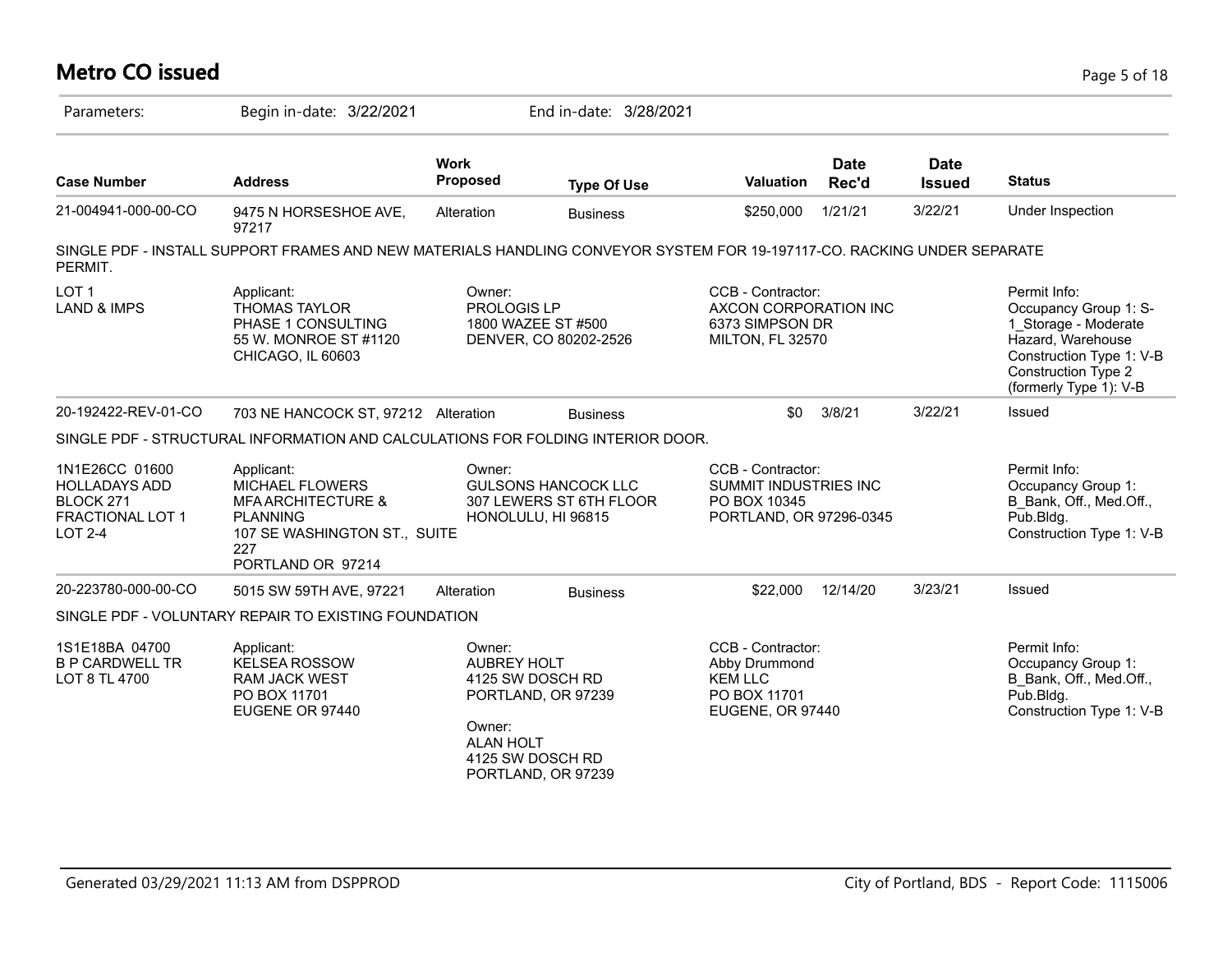# Metro CO issued

Parameters: Begin in-date: 3/22/2021 End in-date: 3/28/2021

| Case Number | Address | Work Proposed | Type Of Use | Valuation | Date Rec'd | Date Issued | Status |
|---|---|---|---|---|---|---|---|
| 21-004941-000-00-CO | 9475 N HORSESHOE AVE, 97217 | Alteration | Business | $250,000 | 1/21/21 | 3/22/21 | Under Inspection |

SINGLE PDF - INSTALL SUPPORT FRAMES AND NEW MATERIALS HANDLING CONVEYOR SYSTEM FOR 19-197117-CO. RACKING UNDER SEPARATE PERMIT.

| | | | | |
|---|---|---|---|---|
| LOT 1<br>LAND & IMPS | Applicant:<br>THOMAS TAYLOR<br>PHASE 1 CONSULTING<br>55 W. MONROE ST #1120<br>CHICAGO, IL 60603 | Owner:<br>PROLOGIS LP<br>1800 WAZEE ST #500<br>DENVER, CO 80202-2526 | CCB - Contractor:<br>AXCON CORPORATION INC<br>6373 SIMPSON DR<br>MILTON, FL 32570 | Permit Info:<br>Occupancy Group 1: S-1_Storage - Moderate Hazard, Warehouse<br>Construction Type 1: V-B<br>Construction Type 2 (formerly Type 1): V-B |

| Case Number | Address | Work Proposed | Type Of Use | Valuation | Date Rec'd | Date Issued | Status |
|---|---|---|---|---|---|---|---|
| 20-192422-REV-01-CO | 703 NE HANCOCK ST, 97212 | Alteration | Business | $0 | 3/8/21 | 3/22/21 | Issued |

SINGLE PDF - STRUCTURAL INFORMATION AND CALCULATIONS FOR FOLDING INTERIOR DOOR.

| | | | | |
|---|---|---|---|---|
| 1N1E26CC 01600<br>HOLLADAYS ADD<br>BLOCK 271<br>FRACTIONAL LOT 1<br>LOT 2-4 | Applicant:<br>MICHAEL FLOWERS<br>MFA ARCHITECTURE & PLANNING<br>107 SE WASHINGTON ST., SUITE 227<br>PORTLAND OR 97214 | Owner:<br>GULSONS HANCOCK LLC<br>307 LEWERS ST 6TH FLOOR<br>HONOLULU, HI 96815 | CCB - Contractor:<br>SUMMIT INDUSTRIES INC<br>PO BOX 10345<br>PORTLAND, OR 97296-0345 | Permit Info:<br>Occupancy Group 1: B_Bank, Off., Med.Off., Pub.Bldg.<br>Construction Type 1: V-B |

| Case Number | Address | Work Proposed | Type Of Use | Valuation | Date Rec'd | Date Issued | Status |
|---|---|---|---|---|---|---|---|
| 20-223780-000-00-CO | 5015 SW 59TH AVE, 97221 | Alteration | Business | $22,000 | 12/14/20 | 3/23/21 | Issued |

SINGLE PDF - VOLUNTARY REPAIR TO EXISTING FOUNDATION

| | | | | |
|---|---|---|---|---|
| 1S1E18BA 04700<br>B P CARDWELL TR<br>LOT 8 TL 4700 | Applicant:<br>KELSEA ROSSOW<br>RAM JACK WEST<br>PO BOX 11701<br>EUGENE OR 97440 | Owner:<br>AUBREY HOLT<br>4125 SW DOSCH RD<br>PORTLAND, OR 97239<br><br>Owner:<br>ALAN HOLT<br>4125 SW DOSCH RD<br>PORTLAND, OR 97239 | CCB - Contractor:<br>Abby Drummond<br>KEM LLC<br>PO BOX 11701<br>EUGENE, OR 97440 | Permit Info:<br>Occupancy Group 1: B_Bank, Off., Med.Off., Pub.Bldg.<br>Construction Type 1: V-B |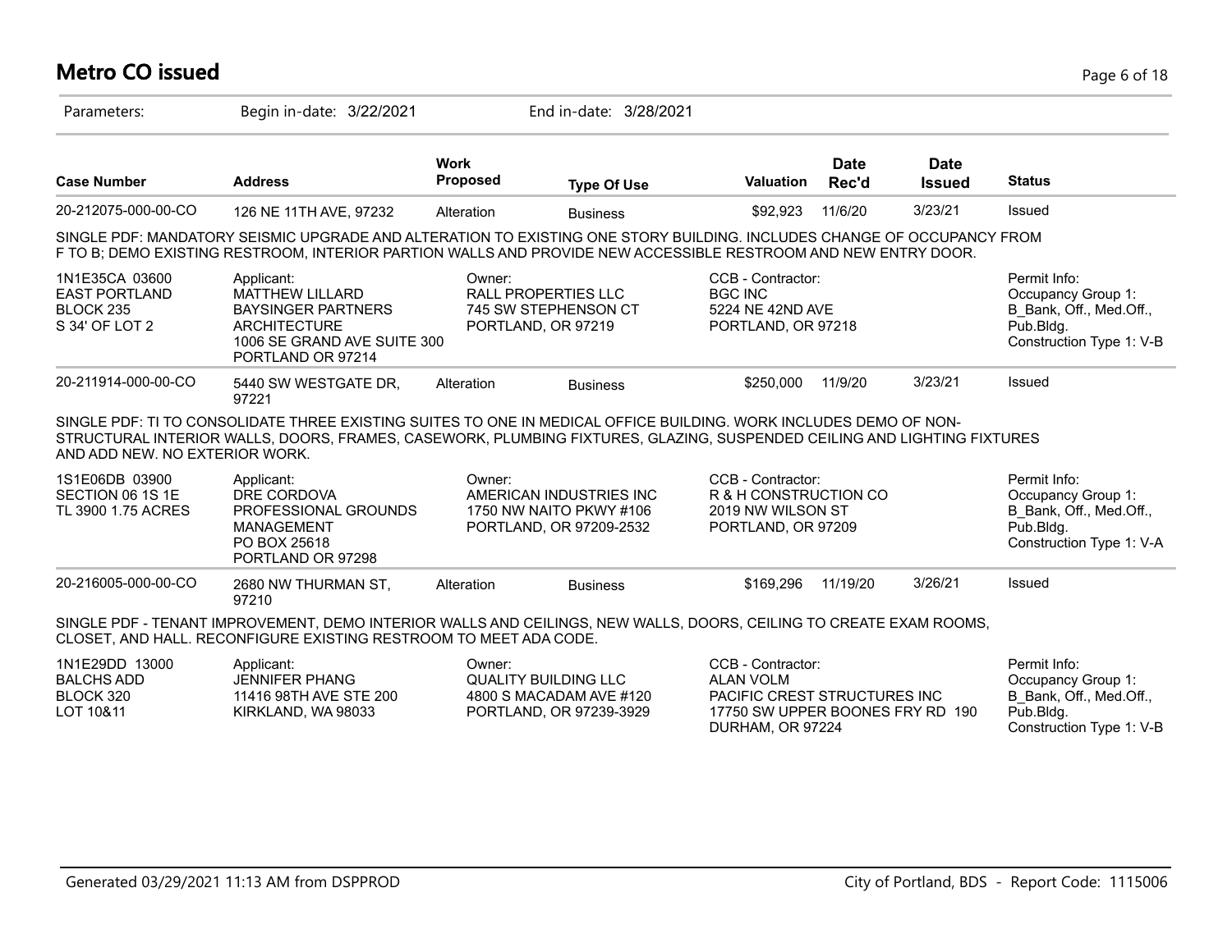# Metro CO issued

Parameters: Begin in-date: 3/22/2021 End in-date: 3/28/2021

| Case Number | Address | Work Proposed | Type Of Use | Valuation | Date Rec'd | Date Issued | Status |
|---|---|---|---|---|---|---|---|
| 20-212075-000-00-CO | 126 NE 11TH AVE, 97232 | Alteration | Business | $92,923 | 11/6/20 | 3/23/21 | Issued |

SINGLE PDF: MANDATORY SEISMIC UPGRADE AND ALTERATION TO EXISTING ONE STORY BUILDING. INCLUDES CHANGE OF OCCUPANCY FROM F TO B; DEMO EXISTING RESTROOM, INTERIOR PARTION WALLS AND PROVIDE NEW ACCESSIBLE RESTROOM AND NEW ENTRY DOOR.

| | Applicant | Owner | CCB - Contractor | Permit Info |
|---|---|---|---|---|
| 1N1E35CA 03600<br>EAST PORTLAND<br>BLOCK 235<br>S 34' OF LOT 2 | MATTHEW LILLARD<br>BAYSINGER PARTNERS ARCHITECTURE<br>1006 SE GRAND AVE SUITE 300<br>PORTLAND OR 97214 | RALL PROPERTIES LLC<br>745 SW STEPHENSON CT<br>PORTLAND, OR 97219 | BGC INC<br>5224 NE 42ND AVE<br>PORTLAND, OR 97218 | Occupancy Group 1: B_Bank, Off., Med.Off., Pub.Bldg.<br>Construction Type 1: V-B |

| Case Number | Address | Work Proposed | Type Of Use | Valuation | Date Rec'd | Date Issued | Status |
|---|---|---|---|---|---|---|---|
| 20-211914-000-00-CO | 5440 SW WESTGATE DR, 97221 | Alteration | Business | $250,000 | 11/9/20 | 3/23/21 | Issued |

SINGLE PDF: TI TO CONSOLIDATE THREE EXISTING SUITES TO ONE IN MEDICAL OFFICE BUILDING. WORK INCLUDES DEMO OF NON-STRUCTURAL INTERIOR WALLS, DOORS, FRAMES, CASEWORK, PLUMBING FIXTURES, GLAZING, SUSPENDED CEILING AND LIGHTING FIXTURES AND ADD NEW. NO EXTERIOR WORK.

| | Applicant | Owner | CCB - Contractor | Permit Info |
|---|---|---|---|---|
| 1S1E06DB 03900<br>SECTION 06 1S 1E<br>TL 3900 1.75 ACRES | DRE CORDOVA<br>PROFESSIONAL GROUNDS MANAGEMENT<br>PO BOX 25618<br>PORTLAND OR 97298 | AMERICAN INDUSTRIES INC<br>1750 NW NAITO PKWY #106<br>PORTLAND, OR 97209-2532 | R & H CONSTRUCTION CO<br>2019 NW WILSON ST<br>PORTLAND, OR 97209 | Occupancy Group 1: B_Bank, Off., Med.Off., Pub.Bldg.<br>Construction Type 1: V-A |

| Case Number | Address | Work Proposed | Type Of Use | Valuation | Date Rec'd | Date Issued | Status |
|---|---|---|---|---|---|---|---|
| 20-216005-000-00-CO | 2680 NW THURMAN ST, 97210 | Alteration | Business | $169,296 | 11/19/20 | 3/26/21 | Issued |

SINGLE PDF - TENANT IMPROVEMENT, DEMO INTERIOR WALLS AND CEILINGS, NEW WALLS, DOORS, CEILING TO CREATE EXAM ROOMS, CLOSET, AND HALL. RECONFIGURE EXISTING RESTROOM TO MEET ADA CODE.

| | Applicant | Owner | CCB - Contractor | Permit Info |
|---|---|---|---|---|
| 1N1E29DD 13000<br>BALCHS ADD<br>BLOCK 320<br>LOT 10&11 | JENNIFER PHANG<br>11416 98TH AVE STE 200<br>KIRKLAND, WA 98033 | QUALITY BUILDING LLC<br>4800 S MACADAM AVE #120<br>PORTLAND, OR 97239-3929 | ALAN VOLM<br>PACIFIC CREST STRUCTURES INC<br>17750 SW UPPER BOONES FRY RD 190<br>DURHAM, OR 97224 | Occupancy Group 1: B_Bank, Off., Med.Off., Pub.Bldg.<br>Construction Type 1: V-B |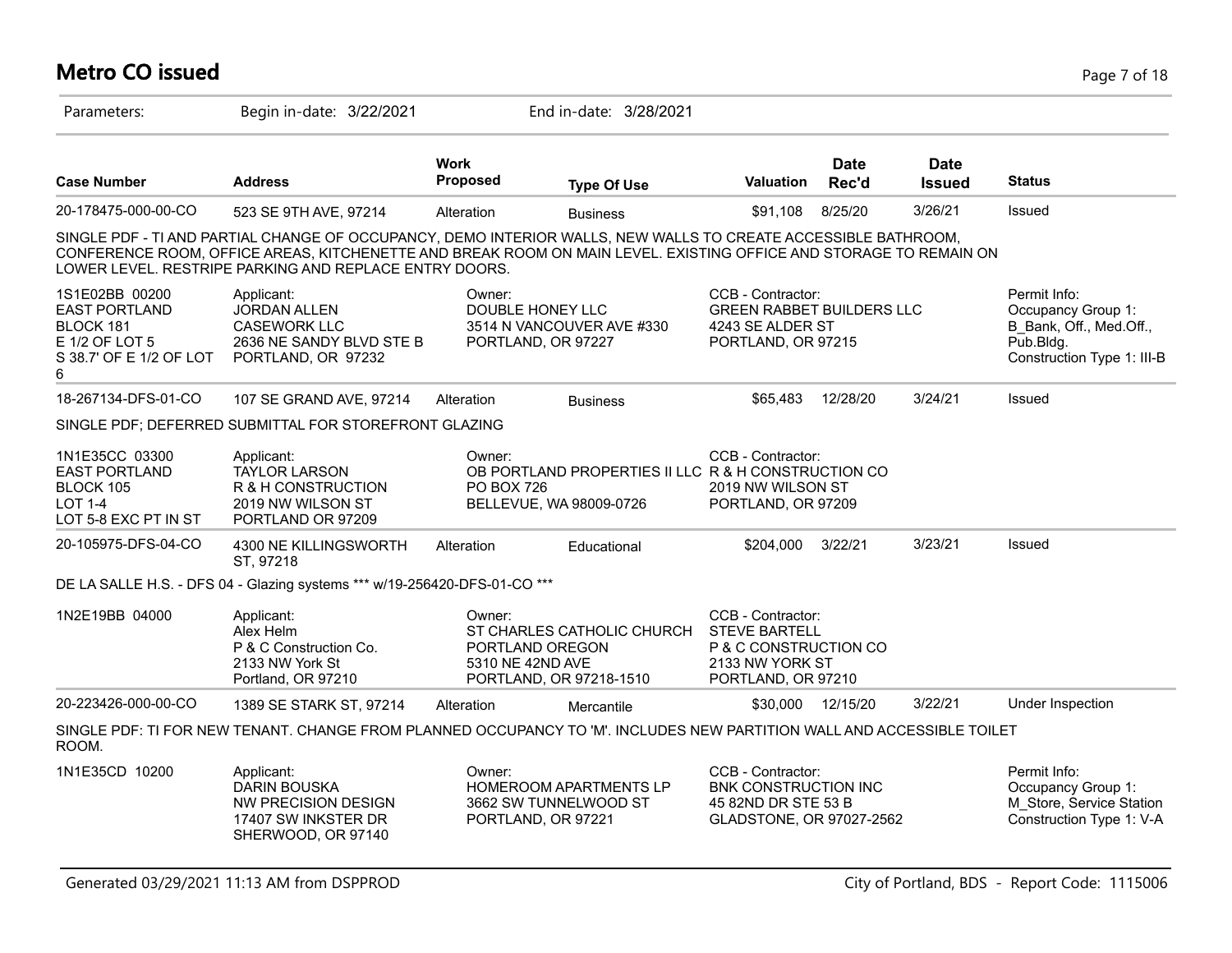# Metro CO issued

Parameters: Begin in-date: 3/22/2021 End in-date: 3/28/2021

| Case Number | Address | Work Proposed | Type Of Use | Valuation | Date Rec'd | Date Issued | Status |
|---|---|---|---|---|---|---|---|
| 20-178475-000-00-CO | 523 SE 9TH AVE, 97214 | Alteration | Business | $91,108 | 8/25/20 | 3/26/21 | Issued |

SINGLE PDF - TI AND PARTIAL CHANGE OF OCCUPANCY, DEMO INTERIOR WALLS, NEW WALLS TO CREATE ACCESSIBLE BATHROOM, CONFERENCE ROOM, OFFICE AREAS, KITCHENETTE AND BREAK ROOM ON MAIN LEVEL. EXISTING OFFICE AND STORAGE TO REMAIN ON LOWER LEVEL. RESTRIPE PARKING AND REPLACE ENTRY DOORS.

1S1E02BB 00200
EAST PORTLAND
BLOCK 181
E 1/2 OF LOT 5
S 38.7' OF E 1/2 OF LOT 6

Applicant:
JORDAN ALLEN
CASEWORK LLC
2636 NE SANDY BLVD STE B
PORTLAND, OR 97232

Owner:
DOUBLE HONEY LLC
3514 N VANCOUVER AVE #330
PORTLAND, OR 97227

CCB - Contractor:
GREEN RABBET BUILDERS LLC
4243 SE ALDER ST
PORTLAND, OR 97215

Permit Info:
Occupancy Group 1: B_Bank, Off., Med.Off., Pub.Bldg.
Construction Type 1: III-B

| Case Number | Address | Work Proposed | Type Of Use | Valuation | Date Rec'd | Date Issued | Status |
|---|---|---|---|---|---|---|---|
| 18-267134-DFS-01-CO | 107 SE GRAND AVE, 97214 | Alteration | Business | $65,483 | 12/28/20 | 3/24/21 | Issued |

SINGLE PDF; DEFERRED SUBMITTAL FOR STOREFRONT GLAZING

1N1E35CC 03300
EAST PORTLAND
BLOCK 105
LOT 1-4
LOT 5-8 EXC PT IN ST

Applicant:
TAYLOR LARSON
R & H CONSTRUCTION
2019 NW WILSON ST
PORTLAND OR 97209

Owner:
OB PORTLAND PROPERTIES II LLC
PO BOX 726
BELLEVUE, WA 98009-0726

CCB - Contractor:
R & H CONSTRUCTION CO
2019 NW WILSON ST
PORTLAND, OR 97209

| Case Number | Address | Work Proposed | Type Of Use | Valuation | Date Rec'd | Date Issued | Status |
|---|---|---|---|---|---|---|---|
| 20-105975-DFS-04-CO | 4300 NE KILLINGSWORTH ST, 97218 | Alteration | Educational | $204,000 | 3/22/21 | 3/23/21 | Issued |

DE LA SALLE H.S. - DFS 04 - Glazing systems *** w/19-256420-DFS-01-CO ***

1N2E19BB 04000

Applicant:
Alex Helm
P & C Construction Co.
2133 NW York St
Portland, OR 97210

Owner:
ST CHARLES CATHOLIC CHURCH
PORTLAND OREGON
5310 NE 42ND AVE
PORTLAND, OR 97218-1510

CCB - Contractor:
STEVE BARTELL
P & C CONSTRUCTION CO
2133 NW YORK ST
PORTLAND, OR 97210

| Case Number | Address | Work Proposed | Type Of Use | Valuation | Date Rec'd | Date Issued | Status |
|---|---|---|---|---|---|---|---|
| 20-223426-000-00-CO | 1389 SE STARK ST, 97214 | Alteration | Mercantile | $30,000 | 12/15/20 | 3/22/21 | Under Inspection |

SINGLE PDF: TI FOR NEW TENANT. CHANGE FROM PLANNED OCCUPANCY TO 'M'. INCLUDES NEW PARTITION WALL AND ACCESSIBLE TOILET ROOM.

1N1E35CD 10200

Applicant:
DARIN BOUSKA
NW PRECISION DESIGN
17407 SW INKSTER DR
SHERWOOD, OR 97140

Owner:
HOMEROOM APARTMENTS LP
3662 SW TUNNELWOOD ST
PORTLAND, OR 97221

CCB - Contractor:
BNK CONSTRUCTION INC
45 82ND DR STE 53 B
GLADSTONE, OR 97027-2562

Permit Info:
Occupancy Group 1: M_Store, Service Station
Construction Type 1: V-A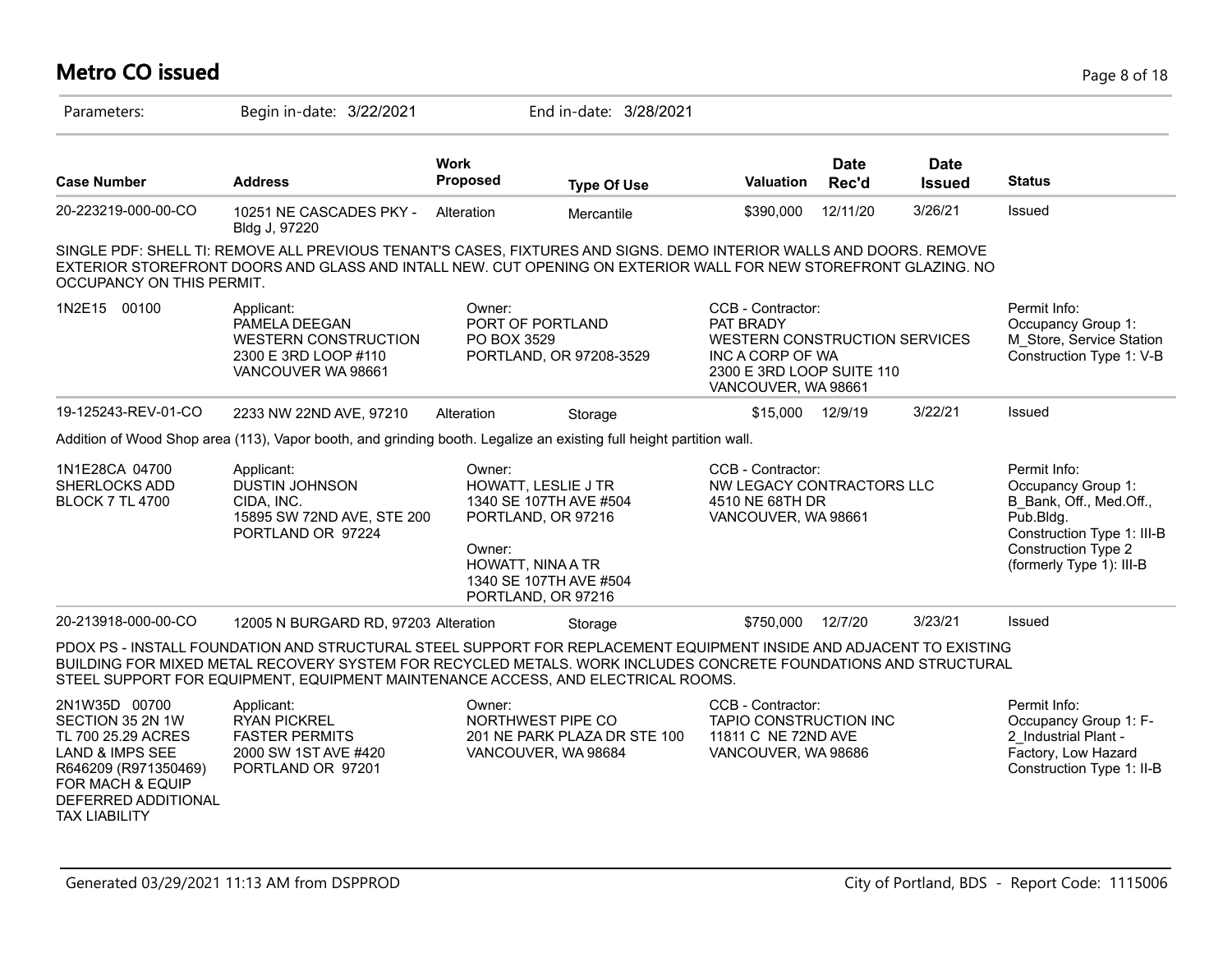# Metro CO issued

Parameters: Begin in-date: 3/22/2021 End in-date: 3/28/2021

| Case Number | Address | Work Proposed | Type Of Use | Valuation | Date Rec'd | Date Issued | Status |
|---|---|---|---|---|---|---|---|
| 20-223219-000-00-CO | 10251 NE CASCADES PKY - Bldg J, 97220 | Alteration | Mercantile | $390,000 | 12/11/20 | 3/26/21 | Issued |

SINGLE PDF: SHELL TI: REMOVE ALL PREVIOUS TENANT'S CASES, FIXTURES AND SIGNS. DEMO INTERIOR WALLS AND DOORS. REMOVE EXTERIOR STOREFRONT DOORS AND GLASS AND INTALL NEW. CUT OPENING ON EXTERIOR WALL FOR NEW STOREFRONT GLAZING. NO OCCUPANCY ON THIS PERMIT.

| | | | | |
|---|---|---|---|---|
| 1N2E15 00100 | Applicant:<br>PAMELA DEEGAN<br>WESTERN CONSTRUCTION<br>2300 E 3RD LOOP #110<br>VANCOUVER WA 98661 | Owner:<br>PORT OF PORTLAND<br>PO BOX 3529<br>PORTLAND, OR 97208-3529 | CCB - Contractor:<br>PAT BRADY<br>WESTERN CONSTRUCTION SERVICES INC A CORP OF WA<br>2300 E 3RD LOOP SUITE 110<br>VANCOUVER, WA 98661 | Permit Info:<br>Occupancy Group 1: M_Store, Service Station<br>Construction Type 1: V-B |

| Case Number | Address | Work Proposed | Type Of Use | Valuation | Date Rec'd | Date Issued | Status |
|---|---|---|---|---|---|---|---|
| 19-125243-REV-01-CO | 2233 NW 22ND AVE, 97210 | Alteration | Storage | $15,000 | 12/9/19 | 3/22/21 | Issued |

Addition of Wood Shop area (113), Vapor booth, and grinding booth. Legalize an existing full height partition wall.

| | | | | |
|---|---|---|---|---|
| 1N1E28CA 04700<br>SHERLOCKS ADD<br>BLOCK 7 TL 4700 | Applicant:<br>DUSTIN JOHNSON<br>CIDA, INC.<br>15895 SW 72ND AVE, STE 200<br>PORTLAND OR 97224 | Owner:<br>HOWATT, LESLIE J TR<br>1340 SE 107TH AVE #504<br>PORTLAND, OR 97216<br><br>Owner:<br>HOWATT, NINA A TR<br>1340 SE 107TH AVE #504<br>PORTLAND, OR 97216 | CCB - Contractor:<br>NW LEGACY CONTRACTORS LLC<br>4510 NE 68TH DR<br>VANCOUVER, WA 98661 | Permit Info:<br>Occupancy Group 1: B_Bank, Off., Med.Off., Pub.Bldg.<br>Construction Type 1: III-B<br>Construction Type 2 (formerly Type 1): III-B |

| Case Number | Address | Work Proposed | Type Of Use | Valuation | Date Rec'd | Date Issued | Status |
|---|---|---|---|---|---|---|---|
| 20-213918-000-00-CO | 12005 N BURGARD RD, 97203 | Alteration | Storage | $750,000 | 12/7/20 | 3/23/21 | Issued |

PDOX PS - INSTALL FOUNDATION AND STRUCTURAL STEEL SUPPORT FOR REPLACEMENT EQUIPMENT INSIDE AND ADJACENT TO EXISTING BUILDING FOR MIXED METAL RECOVERY SYSTEM FOR RECYCLED METALS. WORK INCLUDES CONCRETE FOUNDATIONS AND STRUCTURAL STEEL SUPPORT FOR EQUIPMENT, EQUIPMENT MAINTENANCE ACCESS, AND ELECTRICAL ROOMS.

| | | | | |
|---|---|---|---|---|
| 2N1W35D 00700<br>SECTION 35 2N 1W<br>TL 700 25.29 ACRES<br>LAND & IMPS SEE<br>R646209 (R971350469)<br>FOR MACH & EQUIP<br>DEFERRED ADDITIONAL<br>TAX LIABILITY | Applicant:<br>RYAN PICKREL<br>FASTER PERMITS<br>2000 SW 1ST AVE #420<br>PORTLAND OR 97201 | Owner:<br>NORTHWEST PIPE CO<br>201 NE PARK PLAZA DR STE 100<br>VANCOUVER, WA 98684 | CCB - Contractor:<br>TAPIO CONSTRUCTION INC<br>11811 C NE 72ND AVE<br>VANCOUVER, WA 98686 | Permit Info:<br>Occupancy Group 1: F-2_Industrial Plant - Factory, Low Hazard<br>Construction Type 1: II-B |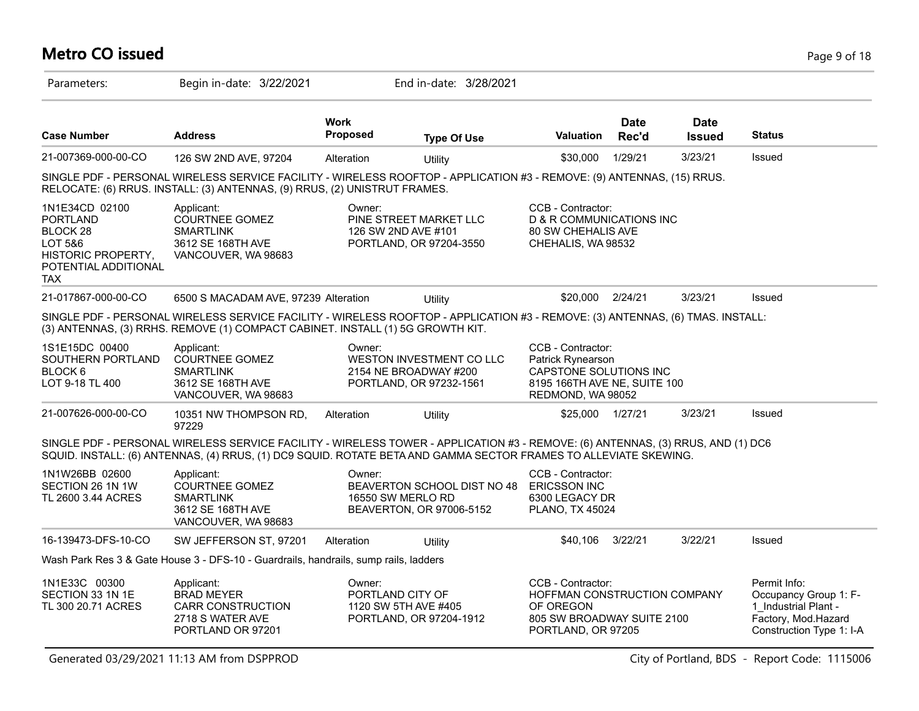# Metro CO issued

Parameters: Begin in-date: 3/22/2021 End in-date: 3/28/2021

| Case Number | Address | Work Proposed | Type Of Use | Valuation | Date Rec'd | Date Issued | Status |
|---|---|---|---|---|---|---|---|
| 21-007369-000-00-CO | 126 SW 2ND AVE, 97204 | Alteration | Utility | $30,000 | 1/29/21 | 3/23/21 | Issued |

SINGLE PDF - PERSONAL WIRELESS SERVICE FACILITY - WIRELESS ROOFTOP - APPLICATION #3 - REMOVE: (9) ANTENNAS, (15) RRUS. RELOCATE: (6) RRUS. INSTALL: (3) ANTENNAS, (9) RRUS, (2) UNISTRUT FRAMES.

| | | | |
|---|---|---|---|
| 1N1E34CD 02100<br>PORTLAND<br>BLOCK 28<br>LOT 5&6<br>HISTORIC PROPERTY, POTENTIAL ADDITIONAL TAX | Applicant:<br>COURTNEE GOMEZ<br>SMARTLINK<br>3612 SE 168TH AVE<br>VANCOUVER, WA 98683 | Owner:<br>PINE STREET MARKET LLC<br>126 SW 2ND AVE #101<br>PORTLAND, OR 97204-3550 | CCB - Contractor:<br>D & R COMMUNICATIONS INC<br>80 SW CHEHALIS AVE<br>CHEHALIS, WA 98532 |

| Case Number | Address | Work Proposed | Type Of Use | Valuation | Date Rec'd | Date Issued | Status |
|---|---|---|---|---|---|---|---|
| 21-017867-000-00-CO | 6500 S MACADAM AVE, 97239 | Alteration | Utility | $20,000 | 2/24/21 | 3/23/21 | Issued |

SINGLE PDF - PERSONAL WIRELESS SERVICE FACILITY - WIRELESS ROOFTOP - APPLICATION #3 - REMOVE: (3) ANTENNAS, (6) TMAS. INSTALL: (3) ANTENNAS, (3) RRHS. REMOVE (1) COMPACT CABINET. INSTALL (1) 5G GROWTH KIT.

| | | | |
|---|---|---|---|
| 1S1E15DC 00400<br>SOUTHERN PORTLAND<br>BLOCK 6<br>LOT 9-18 TL 400 | Applicant:<br>COURTNEE GOMEZ<br>SMARTLINK<br>3612 SE 168TH AVE<br>VANCOUVER, WA 98683 | Owner:<br>WESTON INVESTMENT CO LLC<br>2154 NE BROADWAY #200<br>PORTLAND, OR 97232-1561 | CCB - Contractor:<br>Patrick Rynearson<br>CAPSTONE SOLUTIONS INC<br>8195 166TH AVE NE, SUITE 100<br>REDMOND, WA 98052 |

| Case Number | Address | Work Proposed | Type Of Use | Valuation | Date Rec'd | Date Issued | Status |
|---|---|---|---|---|---|---|---|
| 21-007626-000-00-CO | 10351 NW THOMPSON RD, 97229 | Alteration | Utility | $25,000 | 1/27/21 | 3/23/21 | Issued |

SINGLE PDF - PERSONAL WIRELESS SERVICE FACILITY - WIRELESS TOWER - APPLICATION #3 - REMOVE: (6) ANTENNAS, (3) RRUS, AND (1) DC6 SQUID. INSTALL: (6) ANTENNAS, (4) RRUS, (1) DC9 SQUID. ROTATE BETA AND GAMMA SECTOR FRAMES TO ALLEVIATE SKEWING.

| | | | |
|---|---|---|---|
| 1N1W26BB 02600<br>SECTION 26 1N 1W<br>TL 2600 3.44 ACRES | Applicant:<br>COURTNEE GOMEZ<br>SMARTLINK<br>3612 SE 168TH AVE<br>VANCOUVER, WA 98683 | Owner:<br>BEAVERTON SCHOOL DIST NO 48<br>16550 SW MERLO RD<br>BEAVERTON, OR 97006-5152 | CCB - Contractor:<br>ERICSSON INC<br>6300 LEGACY DR<br>PLANO, TX 45024 |

| Case Number | Address | Work Proposed | Type Of Use | Valuation | Date Rec'd | Date Issued | Status |
|---|---|---|---|---|---|---|---|
| 16-139473-DFS-10-CO | SW JEFFERSON ST, 97201 | Alteration | Utility | $40,106 | 3/22/21 | 3/22/21 | Issued |

Wash Park Res 3 & Gate House 3 - DFS-10 - Guardrails, handrails, sump rails, ladders

| | | | | |
|---|---|---|---|---|
| 1N1E33C 00300<br>SECTION 33 1N 1E<br>TL 300 20.71 ACRES | Applicant:<br>BRAD MEYER<br>CARR CONSTRUCTION<br>2718 S WATER AVE<br>PORTLAND OR 97201 | Owner:<br>PORTLAND CITY OF<br>1120 SW 5TH AVE #405<br>PORTLAND, OR 97204-1912 | CCB - Contractor:<br>HOFFMAN CONSTRUCTION COMPANY OF OREGON<br>805 SW BROADWAY SUITE 2100<br>PORTLAND, OR 97205 | Permit Info:<br>Occupancy Group 1: F-1_Industrial Plant - Factory, Mod.Hazard<br>Construction Type 1: I-A |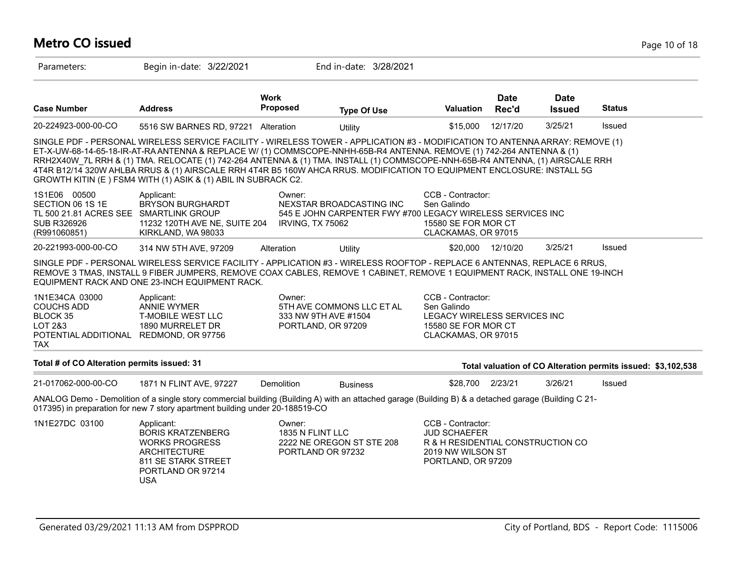# Metro CO issued

Parameters: Begin in-date: 3/22/2021 End in-date: 3/28/2021

| Case Number | Address | Work Proposed | Type Of Use | Valuation | Date Rec'd | Date Issued | Status |
|---|---|---|---|---|---|---|---|
| 20-224923-000-00-CO | 5516 SW BARNES RD, 97221 | Alteration | Utility | $15,000 | 12/17/20 | 3/25/21 | Issued |

SINGLE PDF - PERSONAL WIRELESS SERVICE FACILITY - WIRELESS TOWER - APPLICATION #3 - MODIFICATION TO ANTENNA ARRAY: REMOVE (1) ET-X-UW-68-14-65-18-IR-AT-RA ANTENNA & REPLACE W/ (1) COMMSCOPE-NNHH-65B-R4 ANTENNA. REMOVE (1) 742-264 ANTENNA & (1) RRH2X40W_7L RRH & (1) TMA. RELOCATE (1) 742-264 ANTENNA & (1) TMA. INSTALL (1) COMMSCOPE-NNH-65B-R4 ANTENNA, (1) AIRSCALE RRH 4T4R B12/14 320W AHLBA RRUS & (1) AIRSCALE RRH 4T4R B5 160W AHCA RRUS. MODIFICATION TO EQUIPMENT ENCLOSURE: INSTALL 5G GROWTH KITIN (E ) FSM4 WITH (1) ASIK & (1) ABIL IN SUBRACK C2.

1S1E06 00500
SECTION 06 1S 1E
TL 500 21.81 ACRES SEE SUB R326926
(R991060851)

Applicant:
BRYSON BURGHARDT
SMARTLINK GROUP
11232 120TH AVE NE, SUITE 204
KIRKLAND, WA 98033

Owner:
NEXSTAR BROADCASTING INC
545 E JOHN CARPENTER FWY #700
IRVING, TX 75062

CCB - Contractor:
Sen Galindo
LEGACY WIRELESS SERVICES INC
15580 SE FOR MOR CT
CLACKAMAS, OR 97015

| Case Number | Address | Work Proposed | Type Of Use | Valuation | Date Rec'd | Date Issued | Status |
|---|---|---|---|---|---|---|---|
| 20-221993-000-00-CO | 314 NW 5TH AVE, 97209 | Alteration | Utility | $20,000 | 12/10/20 | 3/25/21 | Issued |

SINGLE PDF - PERSONAL WIRELESS SERVICE FACILITY - APPLICATION #3 - WIRELESS ROOFTOP - REPLACE 6 ANTENNAS, REPLACE 6 RRUS, REMOVE 3 TMAS, INSTALL 9 FIBER JUMPERS, REMOVE COAX CABLES, REMOVE 1 CABINET, REMOVE 1 EQUIPMENT RACK, INSTALL ONE 19-INCH EQUIPMENT RACK AND ONE 23-INCH EQUIPMENT RACK.

1N1E34CA 03000
COUCHS ADD
BLOCK 35
LOT 2&3
POTENTIAL ADDITIONAL TAX

Applicant:
ANNIE WYMER
T-MOBILE WEST LLC
1890 MURRELET DR
REDMOND, OR 97756

Owner:
5TH AVE COMMONS LLC ET AL
333 NW 9TH AVE #1504
PORTLAND, OR 97209

CCB - Contractor:
Sen Galindo
LEGACY WIRELESS SERVICES INC
15580 SE FOR MOR CT
CLACKAMAS, OR 97015

**Total # of CO Alteration permits issued: 31** **Total valuation of CO Alteration permits issued: $3,102,538**

| Case Number | Address | Work Proposed | Type Of Use | Valuation | Date Rec'd | Date Issued | Status |
|---|---|---|---|---|---|---|---|
| 21-017062-000-00-CO | 1871 N FLINT AVE, 97227 | Demolition | Business | $28,700 | 2/23/21 | 3/26/21 | Issued |

ANALOG Demo - Demolition of a single story commercial building (Building A) with an attached garage (Building B) & a detached garage (Building C 21-017395) in preparation for new 7 story apartment building under 20-188519-CO

1N1E27DC 03100

Applicant:
BORIS KRATZENBERG
WORKS PROGRESS ARCHITECTURE
811 SE STARK STREET
PORTLAND OR 97214
USA

Owner:
1835 N FLINT LLC
2222 NE OREGON ST STE 208
PORTLAND OR 97232

CCB - Contractor:
JUD SCHAEFER
R & H RESIDENTIAL CONSTRUCTION CO
2019 NW WILSON ST
PORTLAND, OR 97209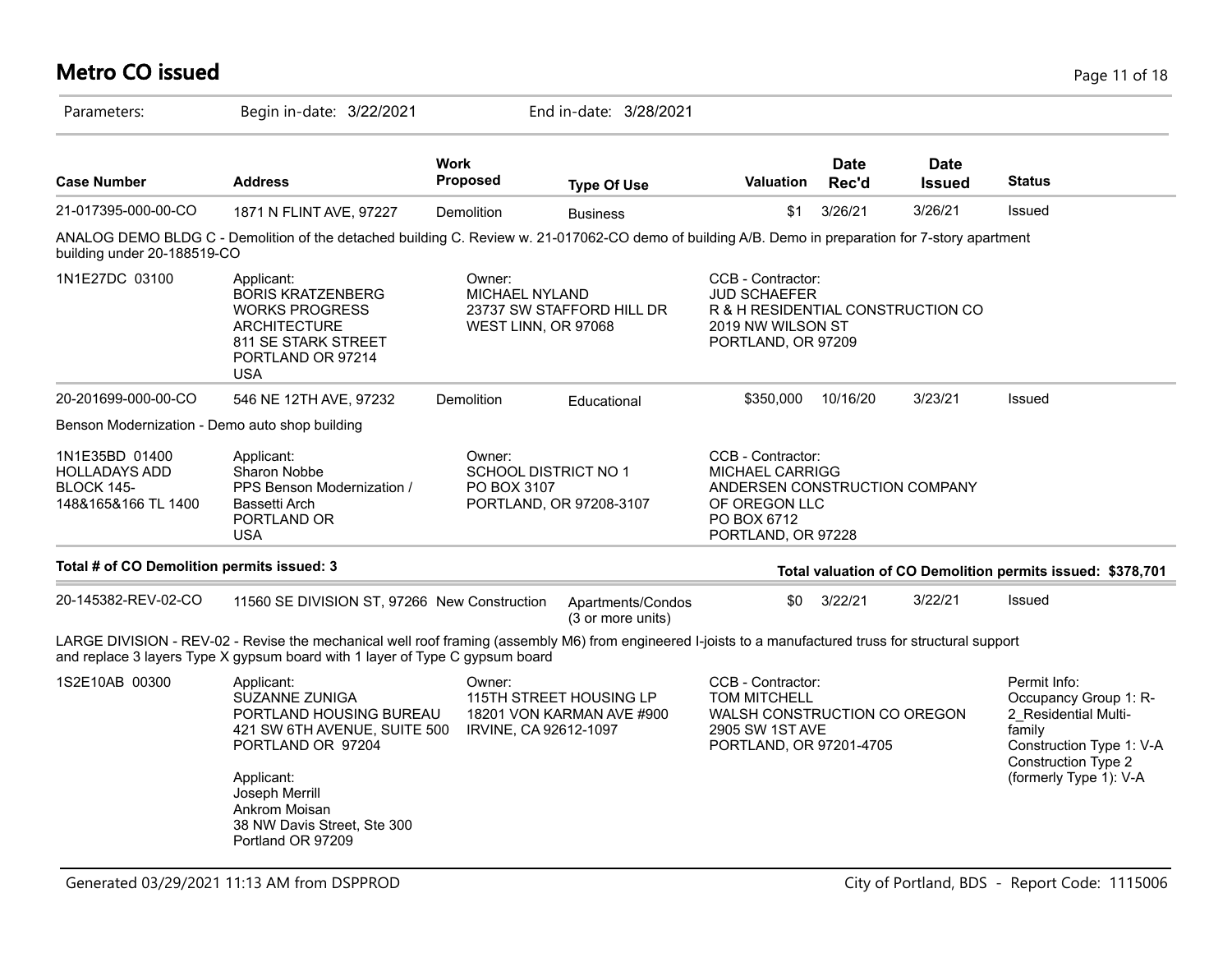# Metro CO issued

Parameters: Begin in-date: 3/22/2021 End in-date: 3/28/2021

| Case Number | Address | Work Proposed | Type Of Use | Valuation | Date Rec'd | Date Issued | Status |
|---|---|---|---|---|---|---|---|
| 21-017395-000-00-CO | 1871 N FLINT AVE, 97227 | Demolition | Business | $1 | 3/26/21 | 3/26/21 | Issued |

ANALOG DEMO BLDG C - Demolition of the detached building C. Review w. 21-017062-CO demo of building A/B. Demo in preparation for 7-story apartment building under 20-188519-CO

1N1E27DC 03100

Applicant:
BORIS KRATZENBERG
WORKS PROGRESS ARCHITECTURE
811 SE STARK STREET
PORTLAND OR 97214
USA

Owner:
MICHAEL NYLAND
23737 SW STAFFORD HILL DR
WEST LINN, OR 97068

CCB - Contractor:
JUD SCHAEFER
R & H RESIDENTIAL CONSTRUCTION CO
2019 NW WILSON ST
PORTLAND, OR 97209

| Case Number | Address | Work Proposed | Type Of Use | Valuation | Date Rec'd | Date Issued | Status |
|---|---|---|---|---|---|---|---|
| 20-201699-000-00-CO | 546 NE 12TH AVE, 97232 | Demolition | Educational | $350,000 | 10/16/20 | 3/23/21 | Issued |

Benson Modernization - Demo auto shop building

1N1E35BD 01400
HOLLADAYS ADD
BLOCK 145-148&165&166 TL 1400

Applicant:
Sharon Nobbe
PPS Benson Modernization / Bassetti Arch
PORTLAND OR
USA

Owner:
SCHOOL DISTRICT NO 1
PO BOX 3107
PORTLAND, OR 97208-3107

CCB - Contractor:
MICHAEL CARRIGG
ANDERSEN CONSTRUCTION COMPANY OF OREGON LLC
PO BOX 6712
PORTLAND, OR 97228

**Total # of CO Demolition permits issued: 3**

**Total valuation of CO Demolition permits issued: $378,701**

| Case Number | Address | Work Proposed | Type Of Use | Valuation | Date Rec'd | Date Issued | Status |
|---|---|---|---|---|---|---|---|
| 20-145382-REV-02-CO | 11560 SE DIVISION ST, 97266 | New Construction | Apartments/Condos (3 or more units) | $0 | 3/22/21 | 3/22/21 | Issued |

LARGE DIVISION - REV-02 - Revise the mechanical well roof framing (assembly M6) from engineered I-joists to a manufactured truss for structural support and replace 3 layers Type X gypsum board with 1 layer of Type C gypsum board

1S2E10AB 00300

Applicant:
SUZANNE ZUNIGA
PORTLAND HOUSING BUREAU
421 SW 6TH AVENUE, SUITE 500
PORTLAND OR 97204

Applicant:
Joseph Merrill
Ankrom Moisan
38 NW Davis Street, Ste 300
Portland OR 97209

Owner:
115TH STREET HOUSING LP
18201 VON KARMAN AVE #900
IRVINE, CA 92612-1097

CCB - Contractor:
TOM MITCHELL
WALSH CONSTRUCTION CO OREGON
2905 SW 1ST AVE
PORTLAND, OR 97201-4705

Permit Info:
Occupancy Group 1: R-2_Residential Multi-family
Construction Type 1: V-A
Construction Type 2 (formerly Type 1): V-A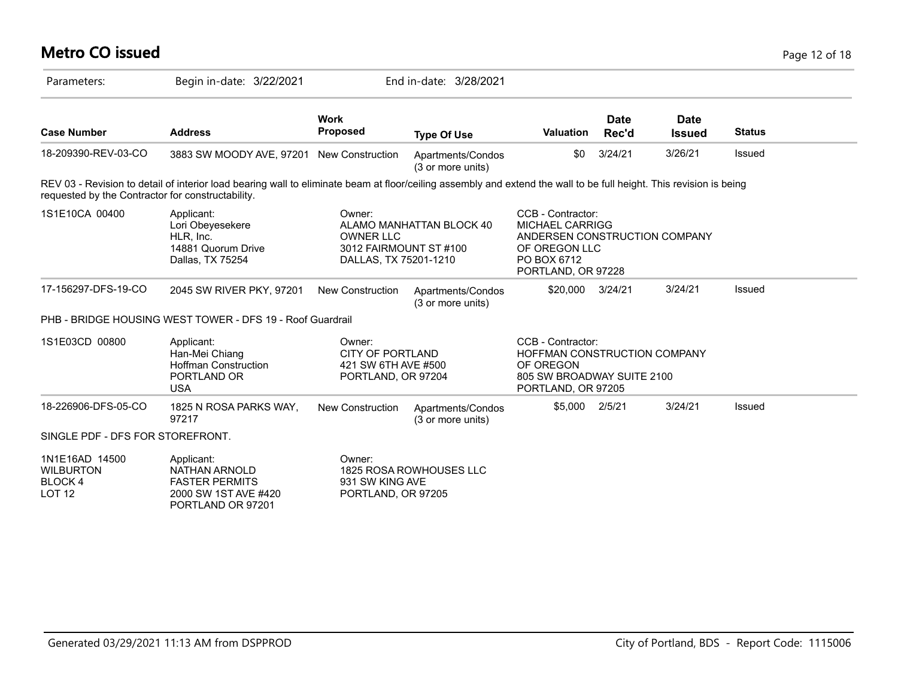# Metro CO issued

Parameters: Begin in-date: 3/22/2021 End in-date: 3/28/2021

| Case Number | Address | Work Proposed | Type Of Use | Valuation | Date Rec'd | Date Issued | Status |
|---|---|---|---|---|---|---|---|
| 18-209390-REV-03-CO | 3883 SW MOODY AVE, 97201 | New Construction | Apartments/Condos (3 or more units) | $0 | 3/24/21 | 3/26/21 | Issued |

REV 03 - Revision to detail of interior load bearing wall to eliminate beam at floor/ceiling assembly and extend the wall to be full height. This revision is being requested by the Contractor for constructability.

| | | | |
|---|---|---|---|
| 1S1E10CA 00400 | Applicant:<br>Lori Obeyesekere<br>HLR, Inc.<br>14881 Quorum Drive<br>Dallas, TX 75254 | Owner:<br>ALAMO MANHATTAN BLOCK 40 OWNER LLC<br>3012 FAIRMOUNT ST #100<br>DALLAS, TX 75201-1210 | CCB - Contractor:<br>MICHAEL CARRIGG<br>ANDERSEN CONSTRUCTION COMPANY OF OREGON LLC<br>PO BOX 6712<br>PORTLAND, OR 97228 |

| Case Number | Address | Work Proposed | Type Of Use | Valuation | Date Rec'd | Date Issued | Status |
|---|---|---|---|---|---|---|---|
| 17-156297-DFS-19-CO | 2045 SW RIVER PKY, 97201 | New Construction | Apartments/Condos (3 or more units) | $20,000 | 3/24/21 | 3/24/21 | Issued |

PHB - BRIDGE HOUSING WEST TOWER - DFS 19 - Roof Guardrail

| | | | |
|---|---|---|---|
| 1S1E03CD 00800 | Applicant:<br>Han-Mei Chiang<br>Hoffman Construction<br>PORTLAND OR<br>USA | Owner:<br>CITY OF PORTLAND<br>421 SW 6TH AVE #500<br>PORTLAND, OR 97204 | CCB - Contractor:<br>HOFFMAN CONSTRUCTION COMPANY OF OREGON<br>805 SW BROADWAY SUITE 2100<br>PORTLAND, OR 97205 |

| Case Number | Address | Work Proposed | Type Of Use | Valuation | Date Rec'd | Date Issued | Status |
|---|---|---|---|---|---|---|---|
| 18-226906-DFS-05-CO | 1825 N ROSA PARKS WAY, 97217 | New Construction | Apartments/Condos (3 or more units) | $5,000 | 2/5/21 | 3/24/21 | Issued |

SINGLE PDF - DFS FOR STOREFRONT.

| | | |
|---|---|---|
| 1N1E16AD 14500<br>WILBURTON<br>BLOCK 4<br>LOT 12 | Applicant:<br>NATHAN ARNOLD<br>FASTER PERMITS<br>2000 SW 1ST AVE #420<br>PORTLAND OR 97201 | Owner:<br>1825 ROSA ROWHOUSES LLC<br>931 SW KING AVE<br>PORTLAND, OR 97205 |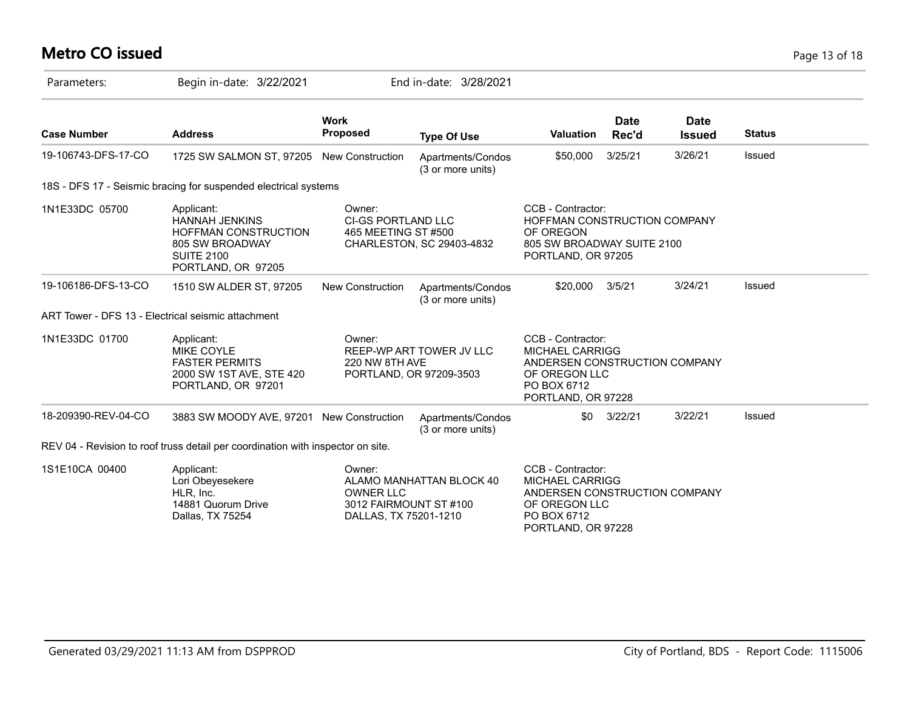# Metro CO issued

Parameters: Begin in-date: 3/22/2021 End in-date: 3/28/2021

| Case Number | Address | Work Proposed | Type Of Use | Valuation | Date Rec'd | Date Issued | Status |
|---|---|---|---|---|---|---|---|
| 19-106743-DFS-17-CO | 1725 SW SALMON ST, 97205 | New Construction | Apartments/Condos (3 or more units) | $50,000 | 3/25/21 | 3/26/21 | Issued |

18S - DFS 17 - Seismic bracing for suspended electrical systems

| | | | |
|---|---|---|---|
| 1N1E33DC 05700 | Applicant: HANNAH JENKINS HOFFMAN CONSTRUCTION 805 SW BROADWAY SUITE 2100 PORTLAND, OR 97205 | Owner: CI-GS PORTLAND LLC 465 MEETING ST #500 CHARLESTON, SC 29403-4832 | CCB - Contractor: HOFFMAN CONSTRUCTION COMPANY OF OREGON 805 SW BROADWAY SUITE 2100 PORTLAND, OR 97205 |

| Case Number | Address | Work Proposed | Type Of Use | Valuation | Date Rec'd | Date Issued | Status |
|---|---|---|---|---|---|---|---|
| 19-106186-DFS-13-CO | 1510 SW ALDER ST, 97205 | New Construction | Apartments/Condos (3 or more units) | $20,000 | 3/5/21 | 3/24/21 | Issued |

ART Tower - DFS 13 - Electrical seismic attachment

| | | | |
|---|---|---|---|
| 1N1E33DC 01700 | Applicant: MIKE COYLE FASTER PERMITS 2000 SW 1ST AVE, STE 420 PORTLAND, OR 97201 | Owner: REEP-WP ART TOWER JV LLC 220 NW 8TH AVE PORTLAND, OR 97209-3503 | CCB - Contractor: MICHAEL CARRIGG ANDERSEN CONSTRUCTION COMPANY OF OREGON LLC PO BOX 6712 PORTLAND, OR 97228 |

| Case Number | Address | Work Proposed | Type Of Use | Valuation | Date Rec'd | Date Issued | Status |
|---|---|---|---|---|---|---|---|
| 18-209390-REV-04-CO | 3883 SW MOODY AVE, 97201 | New Construction | Apartments/Condos (3 or more units) | $0 | 3/22/21 | 3/22/21 | Issued |

REV 04 - Revision to roof truss detail per coordination with inspector on site.

| | | | |
|---|---|---|---|
| 1S1E10CA 00400 | Applicant: Lori Obeyesekere HLR, Inc. 14881 Quorum Drive Dallas, TX 75254 | Owner: ALAMO MANHATTAN BLOCK 40 OWNER LLC 3012 FAIRMOUNT ST #100 DALLAS, TX 75201-1210 | CCB - Contractor: MICHAEL CARRIGG ANDERSEN CONSTRUCTION COMPANY OF OREGON LLC PO BOX 6712 PORTLAND, OR 97228 |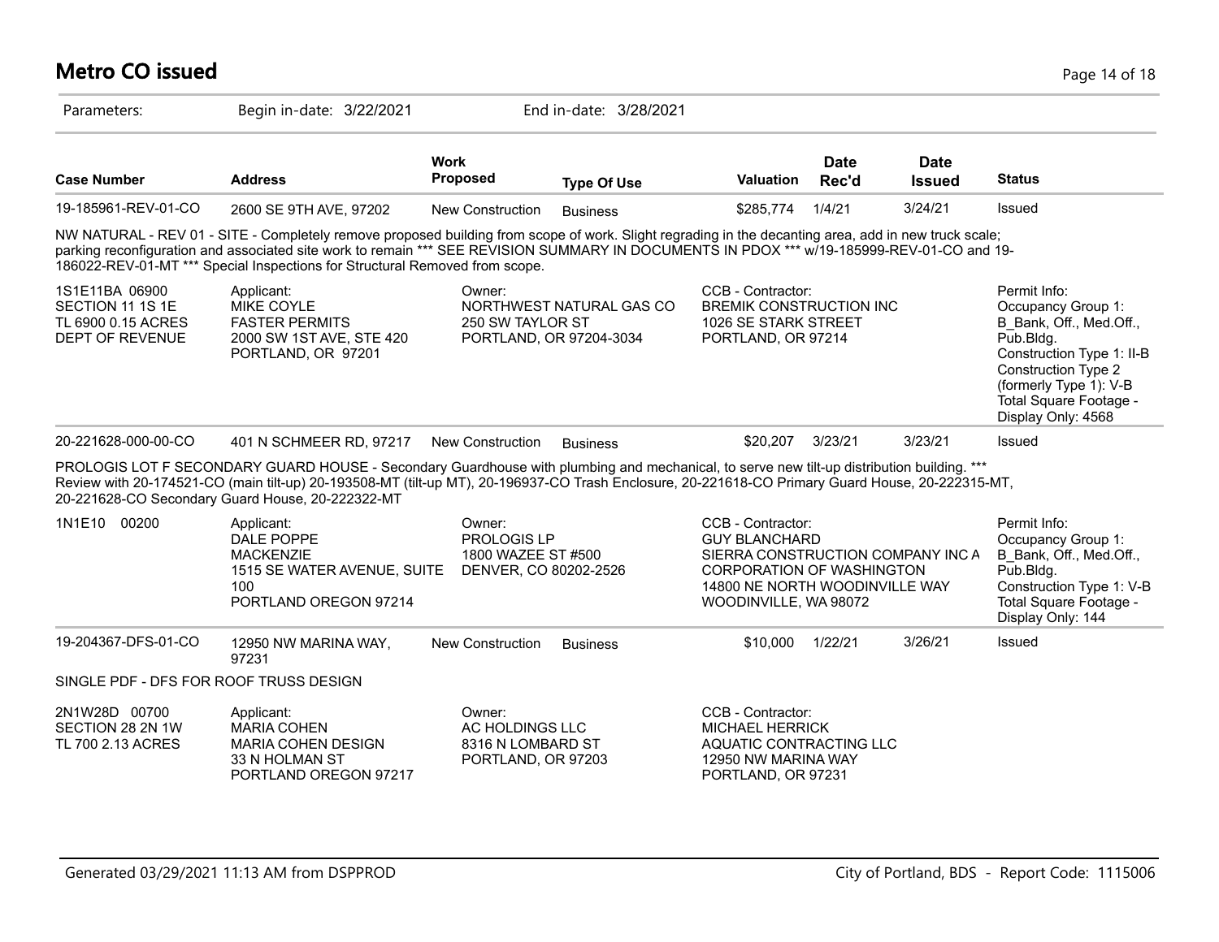# Metro CO issued

Parameters: Begin in-date: 3/22/2021 End in-date: 3/28/2021

| Case Number | Address | Work Proposed | Type Of Use | Valuation | Date Rec'd | Date Issued | Status |
|---|---|---|---|---|---|---|---|
| 19-185961-REV-01-CO | 2600 SE 9TH AVE, 97202 | New Construction | Business | $285,774 | 1/4/21 | 3/24/21 | Issued |

NW NATURAL - REV 01 - SITE - Completely remove proposed building from scope of work. Slight regrading in the decanting area, add in new truck scale; parking reconfiguration and associated site work to remain *** SEE REVISION SUMMARY IN DOCUMENTS IN PDOX *** w/19-185999-REV-01-CO and 19-186022-REV-01-MT *** Special Inspections for Structural Removed from scope.

| | Applicant | Owner | CCB - Contractor | Permit Info |
|---|---|---|---|---|
| 1S1E11BA 06900<br>SECTION 11 1S 1E<br>TL 6900 0.15 ACRES<br>DEPT OF REVENUE | MIKE COYLE<br>FASTER PERMITS<br>2000 SW 1ST AVE, STE 420<br>PORTLAND, OR 97201 | NORTHWEST NATURAL GAS CO<br>250 SW TAYLOR ST<br>PORTLAND, OR 97204-3034 | BREMIK CONSTRUCTION INC<br>1026 SE STARK STREET<br>PORTLAND, OR 97214 | Occupancy Group 1: B_Bank, Off., Med.Off., Pub.Bldg.<br>Construction Type 1: II-B<br>Construction Type 2 (formerly Type 1): V-B<br>Total Square Footage - Display Only: 4568 |

| Case Number | Address | Work Proposed | Type Of Use | Valuation | Date Rec'd | Date Issued | Status |
|---|---|---|---|---|---|---|---|
| 20-221628-000-00-CO | 401 N SCHMEER RD, 97217 | New Construction | Business | $20,207 | 3/23/21 | 3/23/21 | Issued |

PROLOGIS LOT F SECONDARY GUARD HOUSE - Secondary Guardhouse with plumbing and mechanical, to serve new tilt-up distribution building. *** Review with 20-174521-CO (main tilt-up) 20-193508-MT (tilt-up MT), 20-196937-CO Trash Enclosure, 20-221618-CO Primary Guard House, 20-222315-MT, 20-221628-CO Secondary Guard House, 20-222322-MT

| | Applicant | Owner | CCB - Contractor | Permit Info |
|---|---|---|---|---|
| 1N1E10 00200 | DALE POPPE<br>MACKENZIE<br>1515 SE WATER AVENUE, SUITE 100<br>PORTLAND OREGON 97214 | PROLOGIS LP<br>1800 WAZEE ST #500<br>DENVER, CO 80202-2526 | GUY BLANCHARD<br>SIERRA CONSTRUCTION COMPANY INC A CORPORATION OF WASHINGTON<br>14800 NE NORTH WOODINVILLE WAY<br>WOODINVILLE, WA 98072 | Occupancy Group 1: B_Bank, Off., Med.Off., Pub.Bldg.<br>Construction Type 1: V-B<br>Total Square Footage - Display Only: 144 |

| Case Number | Address | Work Proposed | Type Of Use | Valuation | Date Rec'd | Date Issued | Status |
|---|---|---|---|---|---|---|---|
| 19-204367-DFS-01-CO | 12950 NW MARINA WAY, 97231 | New Construction | Business | $10,000 | 1/22/21 | 3/26/21 | Issued |

SINGLE PDF - DFS FOR ROOF TRUSS DESIGN

| | Applicant | Owner | CCB - Contractor |
|---|---|---|---|
| 2N1W28D 00700<br>SECTION 28 2N 1W<br>TL 700 2.13 ACRES | MARIA COHEN<br>MARIA COHEN DESIGN<br>33 N HOLMAN ST<br>PORTLAND OREGON 97217 | AC HOLDINGS LLC<br>8316 N LOMBARD ST<br>PORTLAND, OR 97203 | MICHAEL HERRICK<br>AQUATIC CONTRACTING LLC<br>12950 NW MARINA WAY<br>PORTLAND, OR 97231 |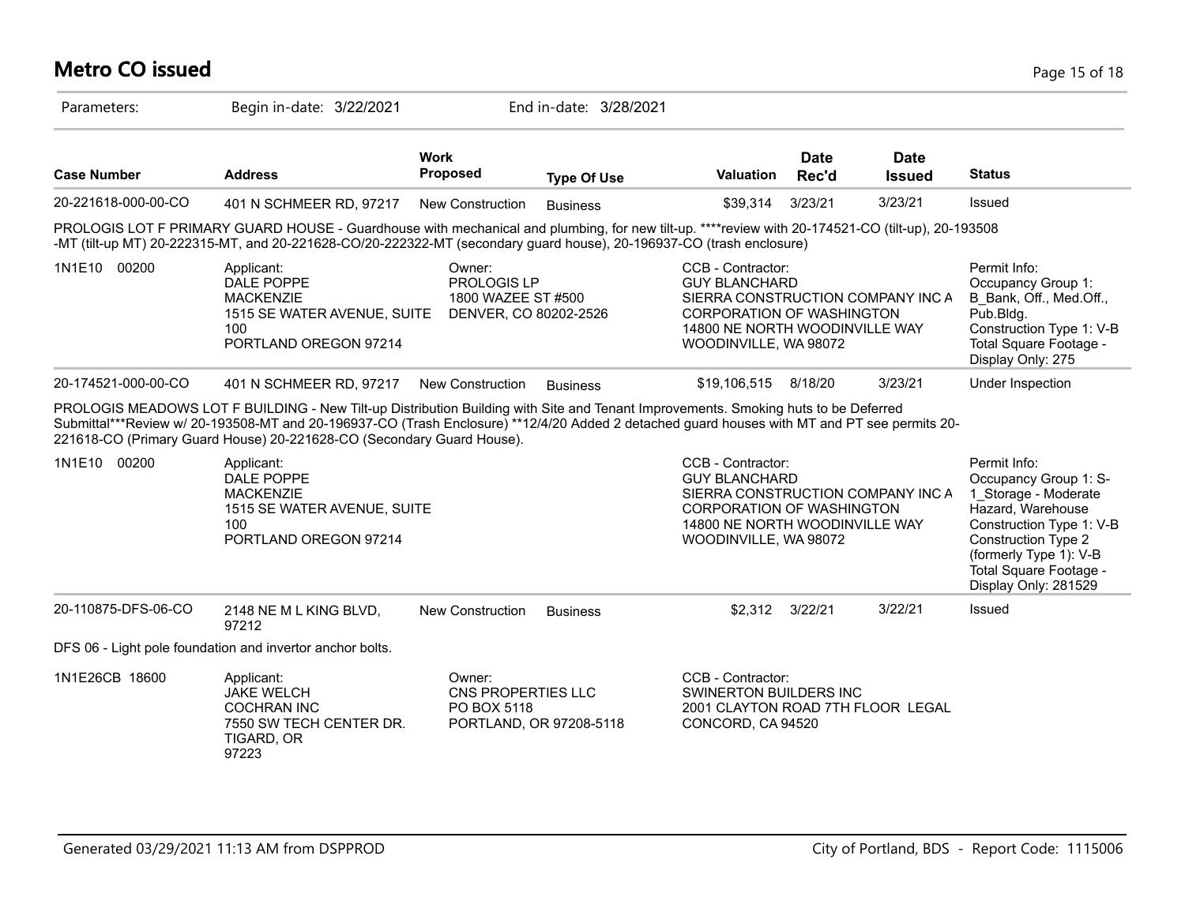# Metro CO issued

Parameters: Begin in-date: 3/22/2021 End in-date: 3/28/2021

| Case Number | Address | Work Proposed | Type Of Use | Valuation | Date Rec'd | Date Issued | Status |
|---|---|---|---|---|---|---|---|
| 20-221618-000-00-CO | 401 N SCHMEER RD, 97217 | New Construction | Business | $39,314 | 3/23/21 | 3/23/21 | Issued |

PROLOGIS LOT F PRIMARY GUARD HOUSE - Guardhouse with mechanical and plumbing, for new tilt-up. ****review with 20-174521-CO (tilt-up), 20-193508-MT (tilt-up MT) 20-222315-MT, and 20-221628-CO/20-222322-MT (secondary guard house), 20-196937-CO (trash enclosure)

1N1E10 00200

Applicant:
DALE POPPE
MACKENZIE
1515 SE WATER AVENUE, SUITE 100
PORTLAND OREGON 97214

Owner:
PROLOGIS LP
1800 WAZEE ST #500
DENVER, CO 80202-2526

CCB - Contractor:
GUY BLANCHARD
SIERRA CONSTRUCTION COMPANY INC A CORPORATION OF WASHINGTON
14800 NE NORTH WOODINVILLE WAY
WOODINVILLE, WA 98072

Permit Info:
Occupancy Group 1: B_Bank, Off., Med.Off., Pub.Bldg.
Construction Type 1: V-B
Total Square Footage - Display Only: 275

| Case Number | Address | Work Proposed | Type Of Use | Valuation | Date Rec'd | Date Issued | Status |
|---|---|---|---|---|---|---|---|
| 20-174521-000-00-CO | 401 N SCHMEER RD, 97217 | New Construction | Business | $19,106,515 | 8/18/20 | 3/23/21 | Under Inspection |

PROLOGIS MEADOWS LOT F BUILDING - New Tilt-up Distribution Building with Site and Tenant Improvements. Smoking huts to be Deferred Submittal***Review w/ 20-193508-MT and 20-196937-CO (Trash Enclosure) **12/4/20 Added 2 detached guard houses with MT and PT see permits 20-221618-CO (Primary Guard House) 20-221628-CO (Secondary Guard House).

1N1E10 00200

Applicant:
DALE POPPE
MACKENZIE
1515 SE WATER AVENUE, SUITE 100
PORTLAND OREGON 97214

CCB - Contractor:
GUY BLANCHARD
SIERRA CONSTRUCTION COMPANY INC A CORPORATION OF WASHINGTON
14800 NE NORTH WOODINVILLE WAY
WOODINVILLE, WA 98072

Permit Info:
Occupancy Group 1: S-1_Storage - Moderate Hazard, Warehouse
Construction Type 1: V-B
Construction Type 2 (formerly Type 1): V-B
Total Square Footage - Display Only: 281529

| Case Number | Address | Work Proposed | Type Of Use | Valuation | Date Rec'd | Date Issued | Status |
|---|---|---|---|---|---|---|---|
| 20-110875-DFS-06-CO | 2148 NE M L KING BLVD, 97212 | New Construction | Business | $2,312 | 3/22/21 | 3/22/21 | Issued |

DFS 06 - Light pole foundation and invertor anchor bolts.

1N1E26CB 18600

Applicant:
JAKE WELCH
COCHRAN INC
7550 SW TECH CENTER DR.
TIGARD, OR 97223

Owner:
CNS PROPERTIES LLC
PO BOX 5118
PORTLAND, OR 97208-5118

CCB - Contractor:
SWINERTON BUILDERS INC
2001 CLAYTON ROAD 7TH FLOOR LEGAL
CONCORD, CA 94520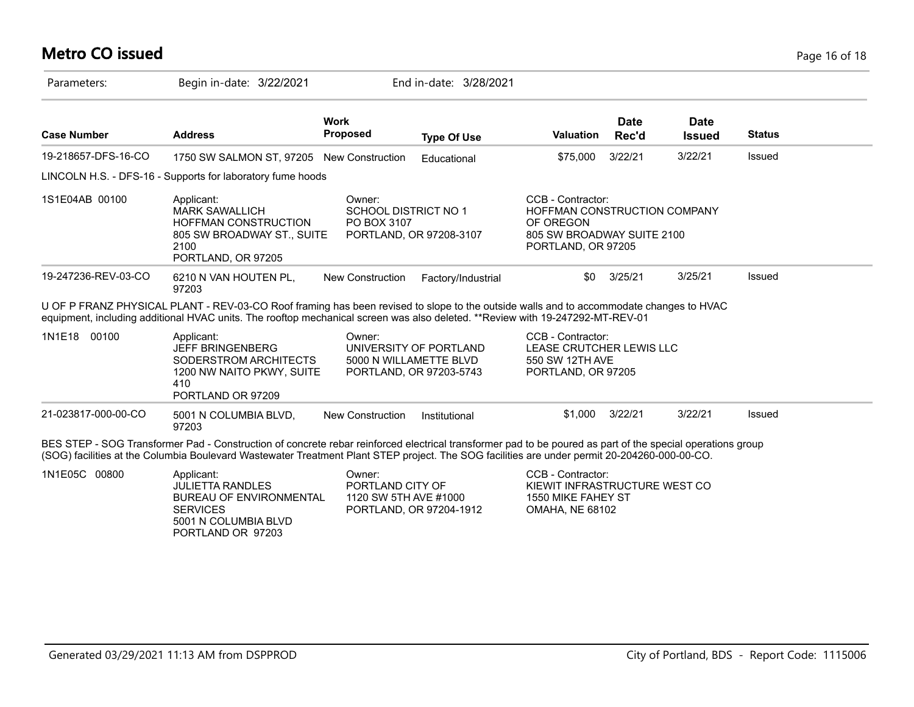# Metro CO issued

Parameters: Begin in-date: 3/22/2021 End in-date: 3/28/2021

| Case Number | Address | Work Proposed | Type Of Use | Valuation | Date Rec'd | Date Issued | Status |
|---|---|---|---|---|---|---|---|
| 19-218657-DFS-16-CO | 1750 SW SALMON ST, 97205 | New Construction | Educational | $75,000 | 3/22/21 | 3/22/21 | Issued |

LINCOLN H.S. - DFS-16 - Supports for laboratory fume hoods

| | Applicant | Owner | CCB - Contractor |
|---|---|---|---|
| 1S1E04AB 00100 | MARK SAWALLICH<br>HOFFMAN CONSTRUCTION<br>805 SW BROADWAY ST., SUITE 2100<br>PORTLAND, OR 97205 | SCHOOL DISTRICT NO 1<br>PO BOX 3107<br>PORTLAND, OR 97208-3107 | HOFFMAN CONSTRUCTION COMPANY OF OREGON<br>805 SW BROADWAY SUITE 2100<br>PORTLAND, OR 97205 |

| Case Number | Address | Work Proposed | Type Of Use | Valuation | Date Rec'd | Date Issued | Status |
|---|---|---|---|---|---|---|---|
| 19-247236-REV-03-CO | 6210 N VAN HOUTEN PL, 97203 | New Construction | Factory/Industrial | $0 | 3/25/21 | 3/25/21 | Issued |

U OF P FRANZ PHYSICAL PLANT - REV-03-CO Roof framing has been revised to slope to the outside walls and to accommodate changes to HVAC equipment, including additional HVAC units. The rooftop mechanical screen was also deleted. **Review with 19-247292-MT-REV-01

| | Applicant | Owner | CCB - Contractor |
|---|---|---|---|
| 1N1E18 00100 | JEFF BRINGENBERG<br>SODERSTROM ARCHITECTS<br>1200 NW NAITO PKWY, SUITE 410<br>PORTLAND OR 97209 | UNIVERSITY OF PORTLAND<br>5000 N WILLAMETTE BLVD<br>PORTLAND, OR 97203-5743 | LEASE CRUTCHER LEWIS LLC<br>550 SW 12TH AVE<br>PORTLAND, OR 97205 |

| Case Number | Address | Work Proposed | Type Of Use | Valuation | Date Rec'd | Date Issued | Status |
|---|---|---|---|---|---|---|---|
| 21-023817-000-00-CO | 5001 N COLUMBIA BLVD, 97203 | New Construction | Institutional | $1,000 | 3/22/21 | 3/22/21 | Issued |

BES STEP - SOG Transformer Pad - Construction of concrete rebar reinforced electrical transformer pad to be poured as part of the special operations group (SOG) facilities at the Columbia Boulevard Wastewater Treatment Plant STEP project. The SOG facilities are under permit 20-204260-000-00-CO.

| | Applicant | Owner | CCB - Contractor |
|---|---|---|---|
| 1N1E05C 00800 | JULIETTA RANDLES<br>BUREAU OF ENVIRONMENTAL SERVICES<br>5001 N COLUMBIA BLVD<br>PORTLAND OR 97203 | PORTLAND CITY OF<br>1120 SW 5TH AVE #1000<br>PORTLAND, OR 97204-1912 | KIEWIT INFRASTRUCTURE WEST CO<br>1550 MIKE FAHEY ST<br>OMAHA, NE 68102 |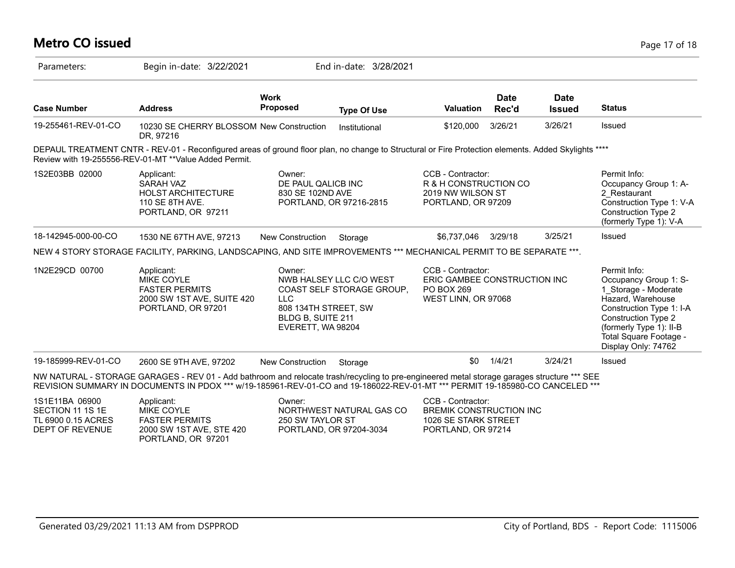## Metro CO issued

Parameters: Begin in-date: 3/22/2021 End in-date: 3/28/2021

| Case Number | Address | Work Proposed | Type Of Use | Valuation | Date Rec'd | Date Issued | Status |
|---|---|---|---|---|---|---|---|
| 19-255461-REV-01-CO | 10230 SE CHERRY BLOSSOM DR, 97216 | New Construction | Institutional | $120,000 | 3/26/21 | 3/26/21 | Issued |

DEPAUL TREATMENT CNTR - REV-01 - Reconfigured areas of ground floor plan, no change to Structural or Fire Protection elements. Added Skylights **** Review with 19-255556-REV-01-MT **Value Added Permit.

1S2E03BB 02000

Applicant:
SARAH VAZ
HOLST ARCHITECTURE
110 SE 8TH AVE.
PORTLAND, OR 97211

Owner:
DE PAUL QALICB INC
830 SE 102ND AVE
PORTLAND, OR 97216-2815

CCB - Contractor:
R & H CONSTRUCTION CO
2019 NW WILSON ST
PORTLAND, OR 97209

Permit Info:
Occupancy Group 1: A-2_Restaurant
Construction Type 1: V-A
Construction Type 2 (formerly Type 1): V-A

| Case Number | Address | Work Proposed | Type Of Use | Valuation | Date Rec'd | Date Issued | Status |
|---|---|---|---|---|---|---|---|
| 18-142945-000-00-CO | 1530 NE 67TH AVE, 97213 | New Construction | Storage | $6,737,046 | 3/29/18 | 3/25/21 | Issued |

NEW 4 STORY STORAGE FACILITY, PARKING, LANDSCAPING, AND SITE IMPROVEMENTS *** MECHANICAL PERMIT TO BE SEPARATE ***.

1N2E29CD 00700

Applicant:
MIKE COYLE
FASTER PERMITS
2000 SW 1ST AVE, SUITE 420
PORTLAND, OR 97201

Owner:
NWB HALSEY LLC C/O WEST COAST SELF STORAGE GROUP, LLC
808 134TH STREET, SW
BLDG B, SUITE 211
EVERETT, WA 98204

CCB - Contractor:
ERIC GAMBEE CONSTRUCTION INC
PO BOX 269
WEST LINN, OR 97068

Permit Info:
Occupancy Group 1: S-1_Storage - Moderate Hazard, Warehouse
Construction Type 1: I-A
Construction Type 2 (formerly Type 1): II-B
Total Square Footage - Display Only: 74762

| Case Number | Address | Work Proposed | Type Of Use | Valuation | Date Rec'd | Date Issued | Status |
|---|---|---|---|---|---|---|---|
| 19-185999-REV-01-CO | 2600 SE 9TH AVE, 97202 | New Construction | Storage | $0 | 1/4/21 | 3/24/21 | Issued |

NW NATURAL - STORAGE GARAGES - REV 01 - Add bathroom and relocate trash/recycling to pre-engineered metal storage garages structure *** SEE REVISION SUMMARY IN DOCUMENTS IN PDOX *** w/19-185961-REV-01-CO and 19-186022-REV-01-MT *** PERMIT 19-185980-CO CANCELED ***

1S1E11BA 06900
SECTION 11 1S 1E
TL 6900 0.15 ACRES
DEPT OF REVENUE

Applicant:
MIKE COYLE
FASTER PERMITS
2000 SW 1ST AVE, STE 420
PORTLAND, OR 97201

Owner:
NORTHWEST NATURAL GAS CO
250 SW TAYLOR ST
PORTLAND, OR 97204-3034

CCB - Contractor:
BREMIK CONSTRUCTION INC
1026 SE STARK STREET
PORTLAND, OR 97214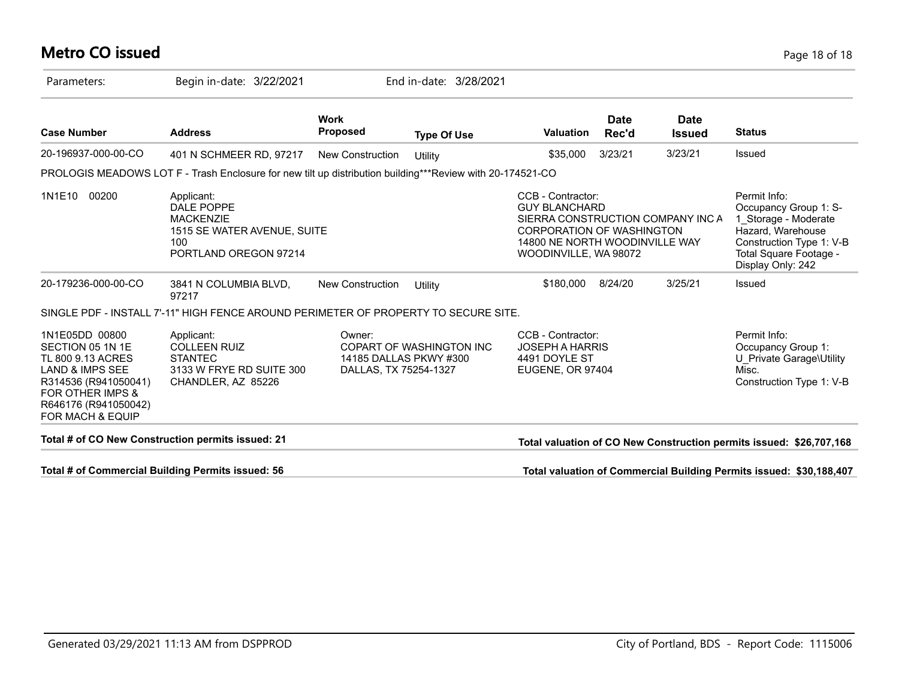# Metro CO issued

Parameters: Begin in-date: 3/22/2021 End in-date: 3/28/2021

| Case Number | Address | Work Proposed | Type Of Use | Valuation | Date Rec'd | Date Issued | Status |
|---|---|---|---|---|---|---|---|
| 20-196937-000-00-CO | 401 N SCHMEER RD, 97217 | New Construction | Utility | $35,000 | 3/23/21 | 3/23/21 | Issued |

PROLOGIS MEADOWS LOT F - Trash Enclosure for new tilt up distribution building***Review with 20-174521-CO

| | | | |
|---|---|---|---|
| 1N1E10 00200 | Applicant:<br>DALE POPPE<br>MACKENZIE<br>1515 SE WATER AVENUE, SUITE 100<br>PORTLAND OREGON 97214 | CCB - Contractor:<br>GUY BLANCHARD<br>SIERRA CONSTRUCTION COMPANY INC A CORPORATION OF WASHINGTON<br>14800 NE NORTH WOODINVILLE WAY<br>WOODINVILLE, WA 98072 | Permit Info:<br>Occupancy Group 1: S-1_Storage - Moderate Hazard, Warehouse<br>Construction Type 1: V-B<br>Total Square Footage - Display Only: 242 |

| Case Number | Address | Work Proposed | Type Of Use | Valuation | Date Rec'd | Date Issued | Status |
|---|---|---|---|---|---|---|---|
| 20-179236-000-00-CO | 3841 N COLUMBIA BLVD, 97217 | New Construction | Utility | $180,000 | 8/24/20 | 3/25/21 | Issued |

SINGLE PDF - INSTALL 7'-11" HIGH FENCE AROUND PERIMETER OF PROPERTY TO SECURE SITE.

| | | | | |
|---|---|---|---|---|
| 1N1E05DD 00800<br>SECTION 05 1N 1E<br>TL 800 9.13 ACRES<br>LAND & IMPS SEE R314536 (R941050041) FOR OTHER IMPS & R646176 (R941050042) FOR MACH & EQUIP | Applicant:<br>COLLEEN RUIZ<br>STANTEC<br>3133 W FRYE RD SUITE 300<br>CHANDLER, AZ 85226 | Owner:<br>COPART OF WASHINGTON INC<br>14185 DALLAS PKWY #300<br>DALLAS, TX 75254-1327 | CCB - Contractor:<br>JOSEPH A HARRIS<br>4491 DOYLE ST<br>EUGENE, OR 97404 | Permit Info:<br>Occupancy Group 1: U_Private Garage\Utility Misc.<br>Construction Type 1: V-B |

**Total # of CO New Construction permits issued: 21**

**Total valuation of CO New Construction permits issued: $26,707,168**

**Total # of Commercial Building Permits issued: 56**

**Total valuation of Commercial Building Permits issued: $30,188,407**